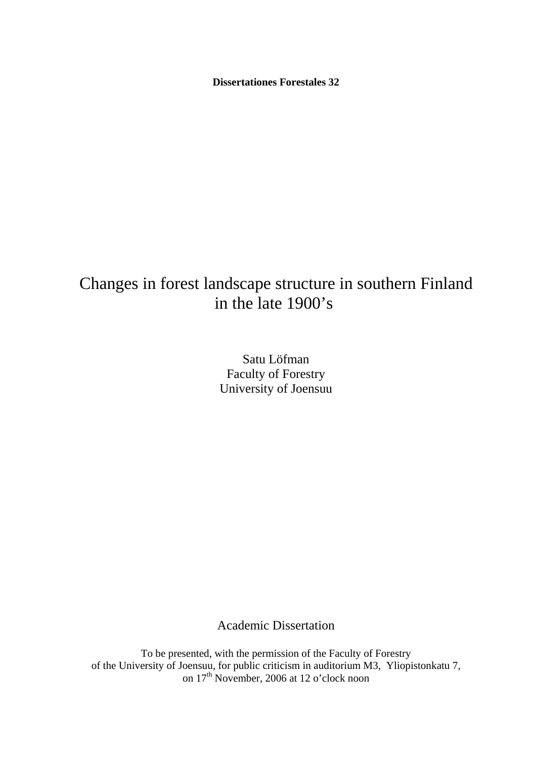**Dissertationes Forestales 32**

# Changes in forest landscape structure in southern Finland in the late 1900's

Satu Löfman
Faculty of Forestry
University of Joensuu

Academic Dissertation

To be presented, with the permission of the Faculty of Forestry of the University of Joensuu, for public criticism in auditorium M3, Yliopistonkatu 7, on 17th November, 2006 at 12 o'clock noon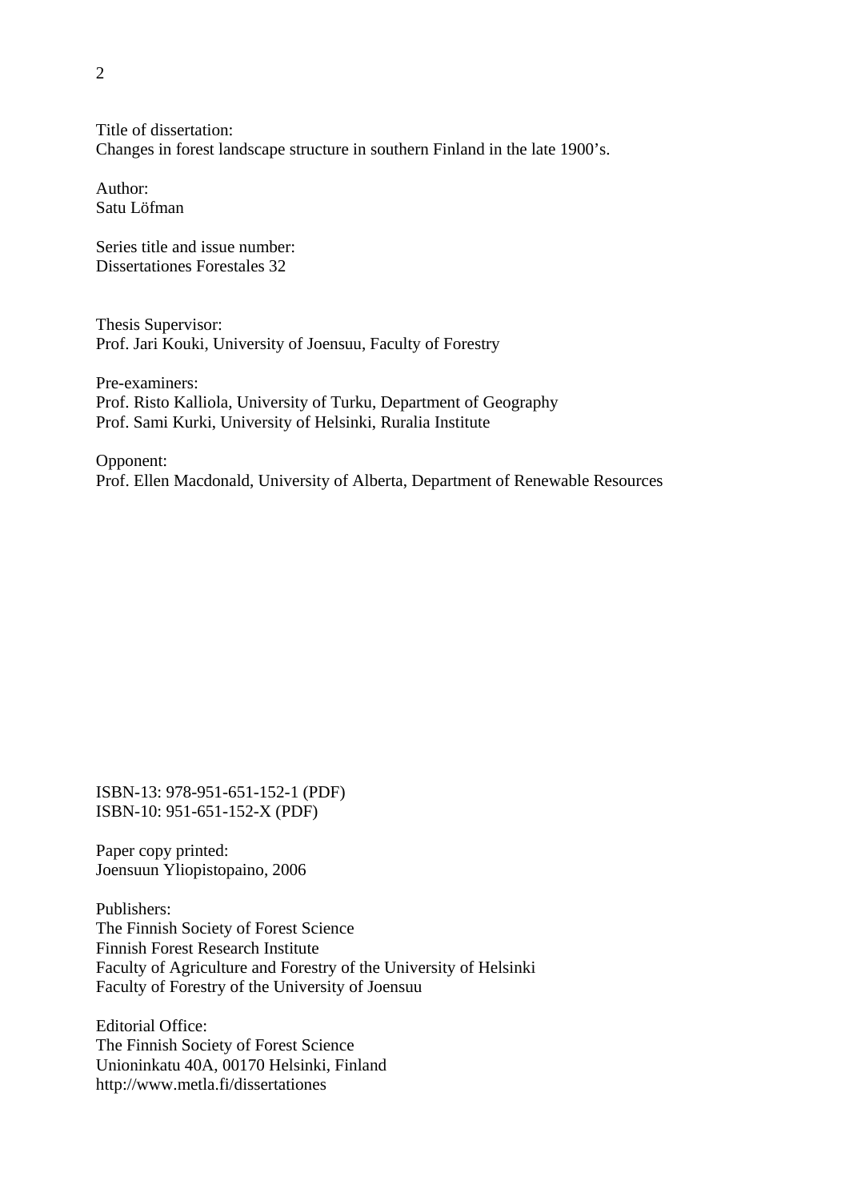Title of dissertation:
Changes in forest landscape structure in southern Finland in the late 1900's.

Author:
Satu Löfman

Series title and issue number:
Dissertationes Forestales 32

Thesis Supervisor:
Prof. Jari Kouki, University of Joensuu, Faculty of Forestry

Pre-examiners:
Prof. Risto Kalliola, University of Turku, Department of Geography
Prof. Sami Kurki, University of Helsinki, Ruralia Institute

Opponent:
Prof. Ellen Macdonald, University of Alberta, Department of Renewable Resources

ISBN-13: 978-951-651-152-1 (PDF)
ISBN-10: 951-651-152-X (PDF)

Paper copy printed:
Joensuun Yliopistopaino, 2006

Publishers:
The Finnish Society of Forest Science
Finnish Forest Research Institute
Faculty of Agriculture and Forestry of the University of Helsinki
Faculty of Forestry of the University of Joensuu

Editorial Office:
The Finnish Society of Forest Science
Unioninkatu 40A, 00170 Helsinki, Finland
http://www.metla.fi/dissertationes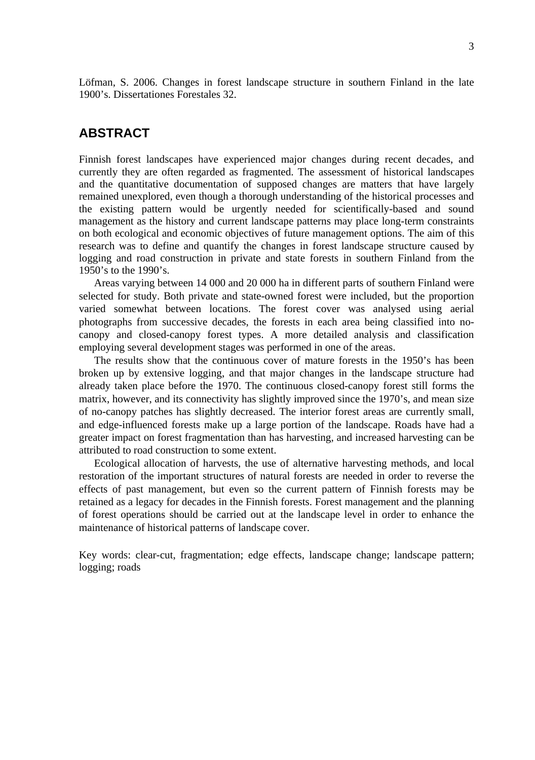Löfman, S. 2006. Changes in forest landscape structure in southern Finland in the late 1900's. Dissertationes Forestales 32.

## ABSTRACT

Finnish forest landscapes have experienced major changes during recent decades, and currently they are often regarded as fragmented. The assessment of historical landscapes and the quantitative documentation of supposed changes are matters that have largely remained unexplored, even though a thorough understanding of the historical processes and the existing pattern would be urgently needed for scientifically-based and sound management as the history and current landscape patterns may place long-term constraints on both ecological and economic objectives of future management options. The aim of this research was to define and quantify the changes in forest landscape structure caused by logging and road construction in private and state forests in southern Finland from the 1950's to the 1990's.

Areas varying between 14 000 and 20 000 ha in different parts of southern Finland were selected for study. Both private and state-owned forest were included, but the proportion varied somewhat between locations. The forest cover was analysed using aerial photographs from successive decades, the forests in each area being classified into no-canopy and closed-canopy forest types. A more detailed analysis and classification employing several development stages was performed in one of the areas.

The results show that the continuous cover of mature forests in the 1950's has been broken up by extensive logging, and that major changes in the landscape structure had already taken place before the 1970. The continuous closed-canopy forest still forms the matrix, however, and its connectivity has slightly improved since the 1970's, and mean size of no-canopy patches has slightly decreased. The interior forest areas are currently small, and edge-influenced forests make up a large portion of the landscape. Roads have had a greater impact on forest fragmentation than has harvesting, and increased harvesting can be attributed to road construction to some extent.

Ecological allocation of harvests, the use of alternative harvesting methods, and local restoration of the important structures of natural forests are needed in order to reverse the effects of past management, but even so the current pattern of Finnish forests may be retained as a legacy for decades in the Finnish forests. Forest management and the planning of forest operations should be carried out at the landscape level in order to enhance the maintenance of historical patterns of landscape cover.

Key words: clear-cut, fragmentation; edge effects, landscape change; landscape pattern; logging; roads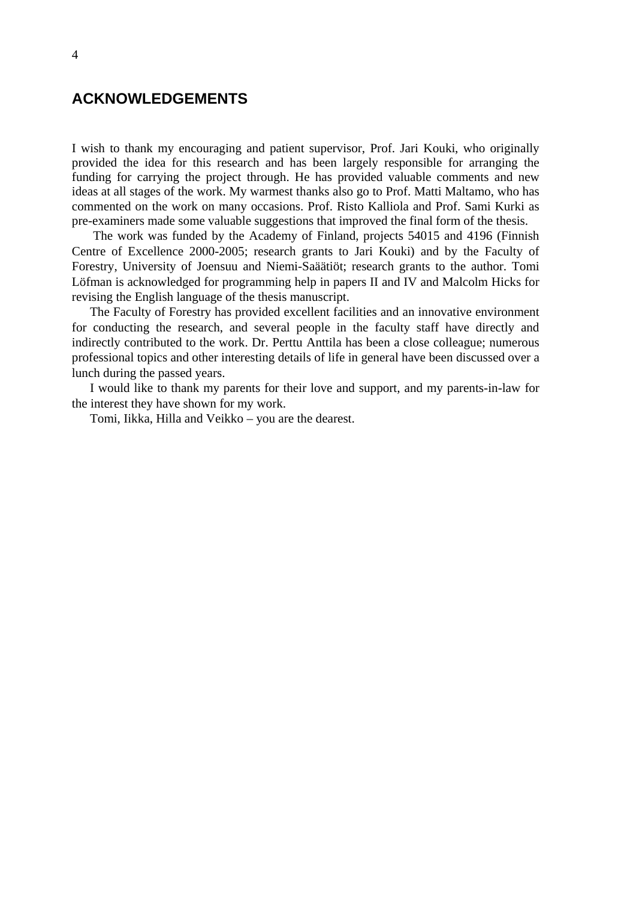## ACKNOWLEDGEMENTS

I wish to thank my encouraging and patient supervisor, Prof. Jari Kouki, who originally provided the idea for this research and has been largely responsible for arranging the funding for carrying the project through. He has provided valuable comments and new ideas at all stages of the work. My warmest thanks also go to Prof. Matti Maltamo, who has commented on the work on many occasions. Prof. Risto Kalliola and Prof. Sami Kurki as pre-examiners made some valuable suggestions that improved the final form of the thesis.

The work was funded by the Academy of Finland, projects 54015 and 4196 (Finnish Centre of Excellence 2000-2005; research grants to Jari Kouki) and by the Faculty of Forestry, University of Joensuu and Niemi-Saäätiöt; research grants to the author. Tomi Löfman is acknowledged for programming help in papers II and IV and Malcolm Hicks for revising the English language of the thesis manuscript.

The Faculty of Forestry has provided excellent facilities and an innovative environment for conducting the research, and several people in the faculty staff have directly and indirectly contributed to the work. Dr. Perttu Anttila has been a close colleague; numerous professional topics and other interesting details of life in general have been discussed over a lunch during the passed years.

I would like to thank my parents for their love and support, and my parents-in-law for the interest they have shown for my work.

Tomi, Iikka, Hilla and Veikko – you are the dearest.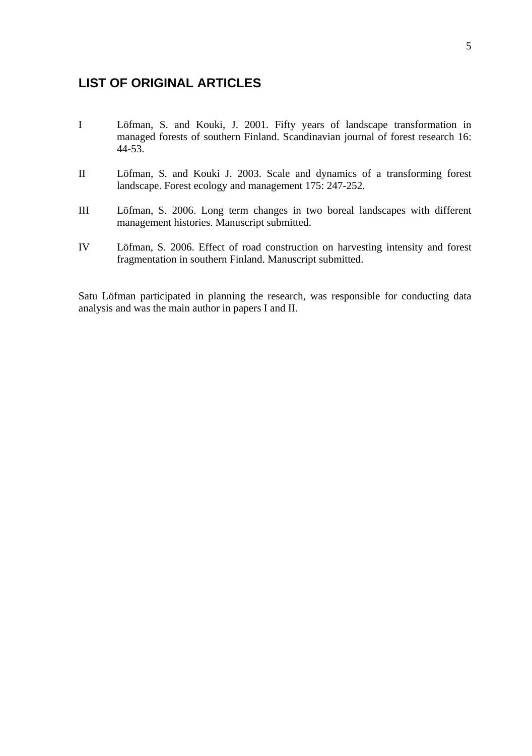## LIST OF ORIGINAL ARTICLES

I Löfman, S. and Kouki, J. 2001. Fifty years of landscape transformation in managed forests of southern Finland. Scandinavian journal of forest research 16: 44-53.

II Löfman, S. and Kouki J. 2003. Scale and dynamics of a transforming forest landscape. Forest ecology and management 175: 247-252.

III Löfman, S. 2006. Long term changes in two boreal landscapes with different management histories. Manuscript submitted.

IV Löfman, S. 2006. Effect of road construction on harvesting intensity and forest fragmentation in southern Finland. Manuscript submitted.

Satu Löfman participated in planning the research, was responsible for conducting data analysis and was the main author in papers I and II.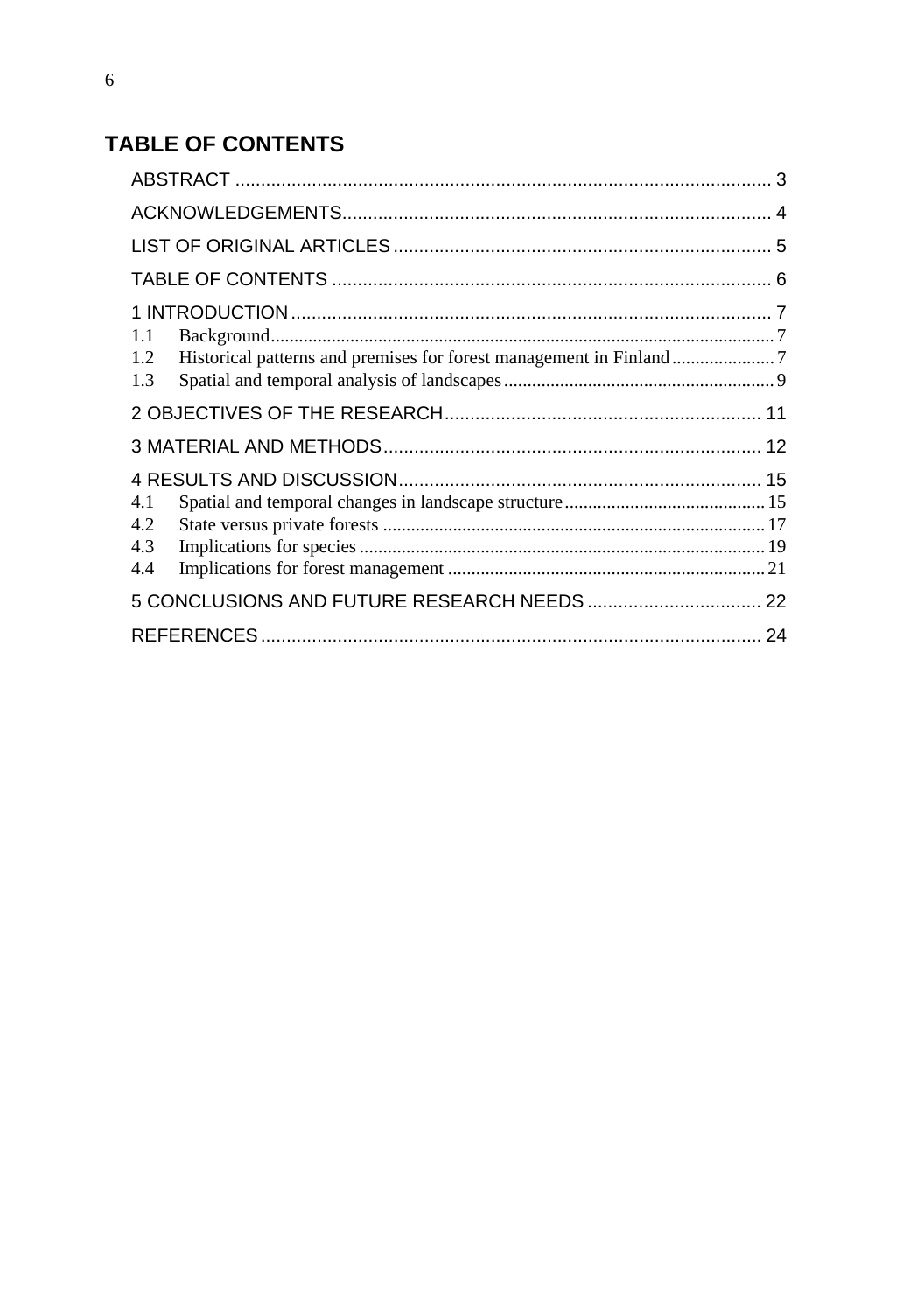# TABLE OF CONTENTS

ABSTRACT ........................................................................................................ 3

ACKNOWLEDGEMENTS.................................................................................. 4

LIST OF ORIGINAL ARTICLES ......................................................................... 5

TABLE OF CONTENTS ..................................................................................... 6

1 INTRODUCTION ............................................................................................. 7

1.1 Background........................................................................................................... 7

1.2 Historical patterns and premises for forest management in Finland...................... 7

1.3 Spatial and temporal analysis of landscapes......................................................... 9

2 OBJECTIVES OF THE RESEARCH............................................................. 11

3 MATERIAL AND METHODS......................................................................... 12

4 RESULTS AND DISCUSSION...................................................................... 15

4.1 Spatial and temporal changes in landscape structure........................................... 15

4.2 State versus private forests ................................................................................. 17

4.3 Implications for species ....................................................................................... 19

4.4 Implications for forest management .................................................................... 21

5 CONCLUSIONS AND FUTURE RESEARCH NEEDS .................................. 22

REFERENCES ................................................................................................ 24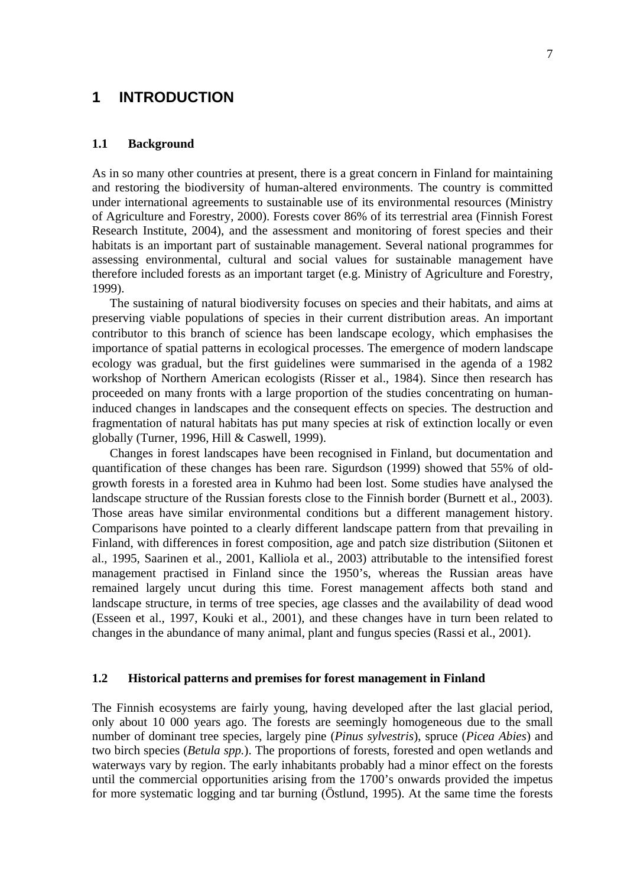# 1 INTRODUCTION

## 1.1 Background

As in so many other countries at present, there is a great concern in Finland for maintaining and restoring the biodiversity of human-altered environments. The country is committed under international agreements to sustainable use of its environmental resources (Ministry of Agriculture and Forestry, 2000). Forests cover 86% of its terrestrial area (Finnish Forest Research Institute, 2004), and the assessment and monitoring of forest species and their habitats is an important part of sustainable management. Several national programmes for assessing environmental, cultural and social values for sustainable management have therefore included forests as an important target (e.g. Ministry of Agriculture and Forestry, 1999).

The sustaining of natural biodiversity focuses on species and their habitats, and aims at preserving viable populations of species in their current distribution areas. An important contributor to this branch of science has been landscape ecology, which emphasises the importance of spatial patterns in ecological processes. The emergence of modern landscape ecology was gradual, but the first guidelines were summarised in the agenda of a 1982 workshop of Northern American ecologists (Risser et al., 1984). Since then research has proceeded on many fronts with a large proportion of the studies concentrating on human-induced changes in landscapes and the consequent effects on species. The destruction and fragmentation of natural habitats has put many species at risk of extinction locally or even globally (Turner, 1996, Hill & Caswell, 1999).

Changes in forest landscapes have been recognised in Finland, but documentation and quantification of these changes has been rare. Sigurdson (1999) showed that 55% of old-growth forests in a forested area in Kuhmo had been lost. Some studies have analysed the landscape structure of the Russian forests close to the Finnish border (Burnett et al., 2003). Those areas have similar environmental conditions but a different management history. Comparisons have pointed to a clearly different landscape pattern from that prevailing in Finland, with differences in forest composition, age and patch size distribution (Siitonen et al., 1995, Saarinen et al., 2001, Kalliola et al., 2003) attributable to the intensified forest management practised in Finland since the 1950's, whereas the Russian areas have remained largely uncut during this time. Forest management affects both stand and landscape structure, in terms of tree species, age classes and the availability of dead wood (Esseen et al., 1997, Kouki et al., 2001), and these changes have in turn been related to changes in the abundance of many animal, plant and fungus species (Rassi et al., 2001).

## 1.2 Historical patterns and premises for forest management in Finland

The Finnish ecosystems are fairly young, having developed after the last glacial period, only about 10 000 years ago. The forests are seemingly homogeneous due to the small number of dominant tree species, largely pine (*Pinus sylvestris*), spruce (*Picea Abies*) and two birch species (*Betula spp.*). The proportions of forests, forested and open wetlands and waterways vary by region. The early inhabitants probably had a minor effect on the forests until the commercial opportunities arising from the 1700's onwards provided the impetus for more systematic logging and tar burning (Östlund, 1995). At the same time the forests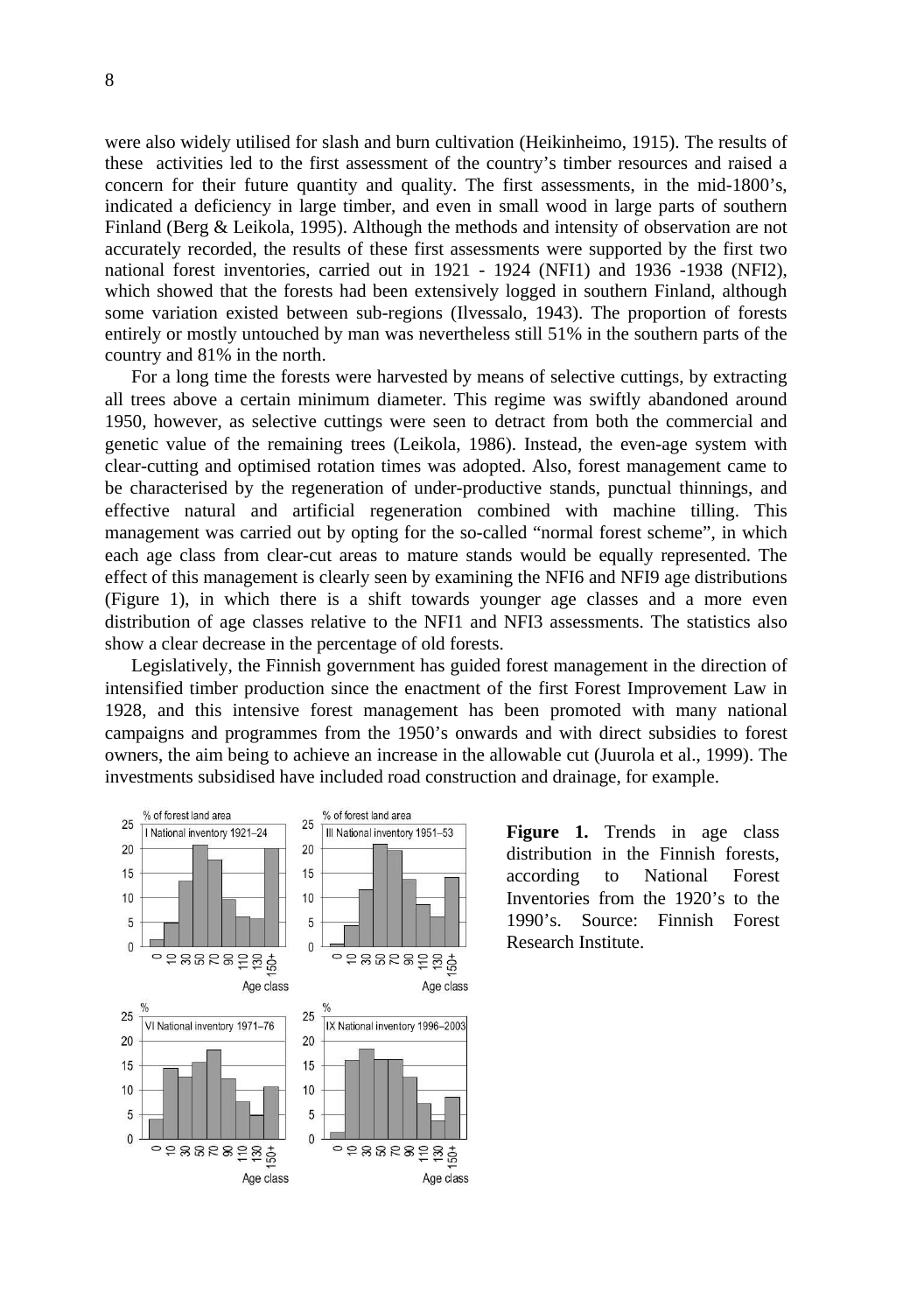were also widely utilised for slash and burn cultivation (Heikinheimo, 1915). The results of these activities led to the first assessment of the country's timber resources and raised a concern for their future quantity and quality. The first assessments, in the mid-1800's, indicated a deficiency in large timber, and even in small wood in large parts of southern Finland (Berg & Leikola, 1995). Although the methods and intensity of observation are not accurately recorded, the results of these first assessments were supported by the first two national forest inventories, carried out in 1921 - 1924 (NFI1) and 1936 -1938 (NFI2), which showed that the forests had been extensively logged in southern Finland, although some variation existed between sub-regions (Ilvessalo, 1943). The proportion of forests entirely or mostly untouched by man was nevertheless still 51% in the southern parts of the country and 81% in the north.

For a long time the forests were harvested by means of selective cuttings, by extracting all trees above a certain minimum diameter. This regime was swiftly abandoned around 1950, however, as selective cuttings were seen to detract from both the commercial and genetic value of the remaining trees (Leikola, 1986). Instead, the even-age system with clear-cutting and optimised rotation times was adopted. Also, forest management came to be characterised by the regeneration of under-productive stands, punctual thinnings, and effective natural and artificial regeneration combined with machine tilling. This management was carried out by opting for the so-called "normal forest scheme", in which each age class from clear-cut areas to mature stands would be equally represented. The effect of this management is clearly seen by examining the NFI6 and NFI9 age distributions (Figure 1), in which there is a shift towards younger age classes and a more even distribution of age classes relative to the NFI1 and NFI3 assessments. The statistics also show a clear decrease in the percentage of old forests.

Legislatively, the Finnish government has guided forest management in the direction of intensified timber production since the enactment of the first Forest Improvement Law in 1928, and this intensive forest management has been promoted with many national campaigns and programmes from the 1950's onwards and with direct subsidies to forest owners, the aim being to achieve an increase in the allowable cut (Juurola et al., 1999). The investments subsidised have included road construction and drainage, for example.

**Figure 1.** Trends in age class distribution in the Finnish forests, according to National Forest Inventories from the 1920's to the 1990's. Source: Finnish Forest Research Institute.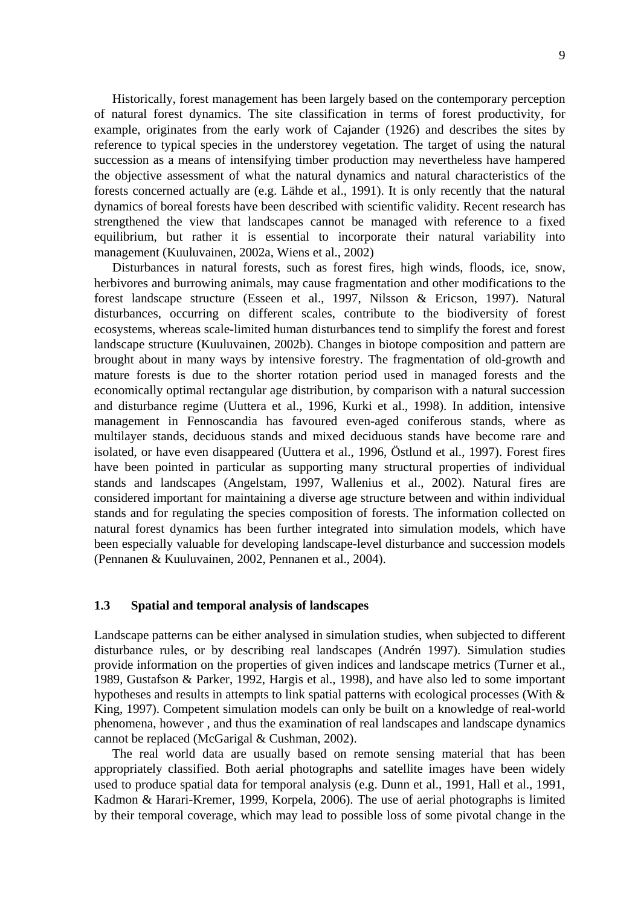Historically, forest management has been largely based on the contemporary perception of natural forest dynamics. The site classification in terms of forest productivity, for example, originates from the early work of Cajander (1926) and describes the sites by reference to typical species in the understorey vegetation. The target of using the natural succession as a means of intensifying timber production may nevertheless have hampered the objective assessment of what the natural dynamics and natural characteristics of the forests concerned actually are (e.g. Lähde et al., 1991). It is only recently that the natural dynamics of boreal forests have been described with scientific validity. Recent research has strengthened the view that landscapes cannot be managed with reference to a fixed equilibrium, but rather it is essential to incorporate their natural variability into management (Kuuluvainen, 2002a, Wiens et al., 2002)

Disturbances in natural forests, such as forest fires, high winds, floods, ice, snow, herbivores and burrowing animals, may cause fragmentation and other modifications to the forest landscape structure (Esseen et al., 1997, Nilsson & Ericson, 1997). Natural disturbances, occurring on different scales, contribute to the biodiversity of forest ecosystems, whereas scale-limited human disturbances tend to simplify the forest and forest landscape structure (Kuuluvainen, 2002b). Changes in biotope composition and pattern are brought about in many ways by intensive forestry. The fragmentation of old-growth and mature forests is due to the shorter rotation period used in managed forests and the economically optimal rectangular age distribution, by comparison with a natural succession and disturbance regime (Uuttera et al., 1996, Kurki et al., 1998). In addition, intensive management in Fennoscandia has favoured even-aged coniferous stands, where as multilayer stands, deciduous stands and mixed deciduous stands have become rare and isolated, or have even disappeared (Uuttera et al., 1996, Östlund et al., 1997). Forest fires have been pointed in particular as supporting many structural properties of individual stands and landscapes (Angelstam, 1997, Wallenius et al., 2002). Natural fires are considered important for maintaining a diverse age structure between and within individual stands and for regulating the species composition of forests. The information collected on natural forest dynamics has been further integrated into simulation models, which have been especially valuable for developing landscape-level disturbance and succession models (Pennanen & Kuuluvainen, 2002, Pennanen et al., 2004).

### 1.3 Spatial and temporal analysis of landscapes

Landscape patterns can be either analysed in simulation studies, when subjected to different disturbance rules, or by describing real landscapes (Andrén 1997). Simulation studies provide information on the properties of given indices and landscape metrics (Turner et al., 1989, Gustafson & Parker, 1992, Hargis et al., 1998), and have also led to some important hypotheses and results in attempts to link spatial patterns with ecological processes (With & King, 1997). Competent simulation models can only be built on a knowledge of real-world phenomena, however , and thus the examination of real landscapes and landscape dynamics cannot be replaced (McGarigal & Cushman, 2002).

The real world data are usually based on remote sensing material that has been appropriately classified. Both aerial photographs and satellite images have been widely used to produce spatial data for temporal analysis (e.g. Dunn et al., 1991, Hall et al., 1991, Kadmon & Harari-Kremer, 1999, Korpela, 2006). The use of aerial photographs is limited by their temporal coverage, which may lead to possible loss of some pivotal change in the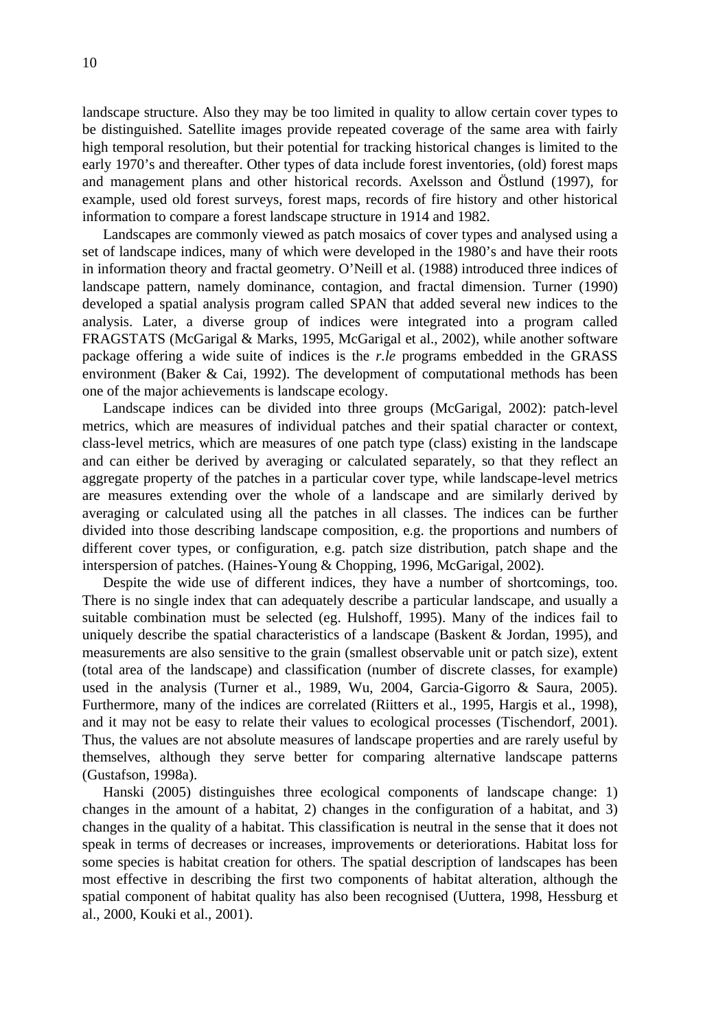landscape structure. Also they may be too limited in quality to allow certain cover types to be distinguished. Satellite images provide repeated coverage of the same area with fairly high temporal resolution, but their potential for tracking historical changes is limited to the early 1970's and thereafter. Other types of data include forest inventories, (old) forest maps and management plans and other historical records. Axelsson and Östlund (1997), for example, used old forest surveys, forest maps, records of fire history and other historical information to compare a forest landscape structure in 1914 and 1982.

Landscapes are commonly viewed as patch mosaics of cover types and analysed using a set of landscape indices, many of which were developed in the 1980's and have their roots in information theory and fractal geometry. O'Neill et al. (1988) introduced three indices of landscape pattern, namely dominance, contagion, and fractal dimension. Turner (1990) developed a spatial analysis program called SPAN that added several new indices to the analysis. Later, a diverse group of indices were integrated into a program called FRAGSTATS (McGarigal & Marks, 1995, McGarigal et al., 2002), while another software package offering a wide suite of indices is the *r.le* programs embedded in the GRASS environment (Baker & Cai, 1992). The development of computational methods has been one of the major achievements is landscape ecology.

Landscape indices can be divided into three groups (McGarigal, 2002): patch-level metrics, which are measures of individual patches and their spatial character or context, class-level metrics, which are measures of one patch type (class) existing in the landscape and can either be derived by averaging or calculated separately, so that they reflect an aggregate property of the patches in a particular cover type, while landscape-level metrics are measures extending over the whole of a landscape and are similarly derived by averaging or calculated using all the patches in all classes. The indices can be further divided into those describing landscape composition, e.g. the proportions and numbers of different cover types, or configuration, e.g. patch size distribution, patch shape and the interspersion of patches. (Haines-Young & Chopping, 1996, McGarigal, 2002).

Despite the wide use of different indices, they have a number of shortcomings, too. There is no single index that can adequately describe a particular landscape, and usually a suitable combination must be selected (eg. Hulshoff, 1995). Many of the indices fail to uniquely describe the spatial characteristics of a landscape (Baskent & Jordan, 1995), and measurements are also sensitive to the grain (smallest observable unit or patch size), extent (total area of the landscape) and classification (number of discrete classes, for example) used in the analysis (Turner et al., 1989, Wu, 2004, Garcia-Gigorro & Saura, 2005). Furthermore, many of the indices are correlated (Riitters et al., 1995, Hargis et al., 1998), and it may not be easy to relate their values to ecological processes (Tischendorf, 2001). Thus, the values are not absolute measures of landscape properties and are rarely useful by themselves, although they serve better for comparing alternative landscape patterns (Gustafson, 1998a).

Hanski (2005) distinguishes three ecological components of landscape change: 1) changes in the amount of a habitat, 2) changes in the configuration of a habitat, and 3) changes in the quality of a habitat. This classification is neutral in the sense that it does not speak in terms of decreases or increases, improvements or deteriorations. Habitat loss for some species is habitat creation for others. The spatial description of landscapes has been most effective in describing the first two components of habitat alteration, although the spatial component of habitat quality has also been recognised (Uuttera, 1998, Hessburg et al., 2000, Kouki et al., 2001).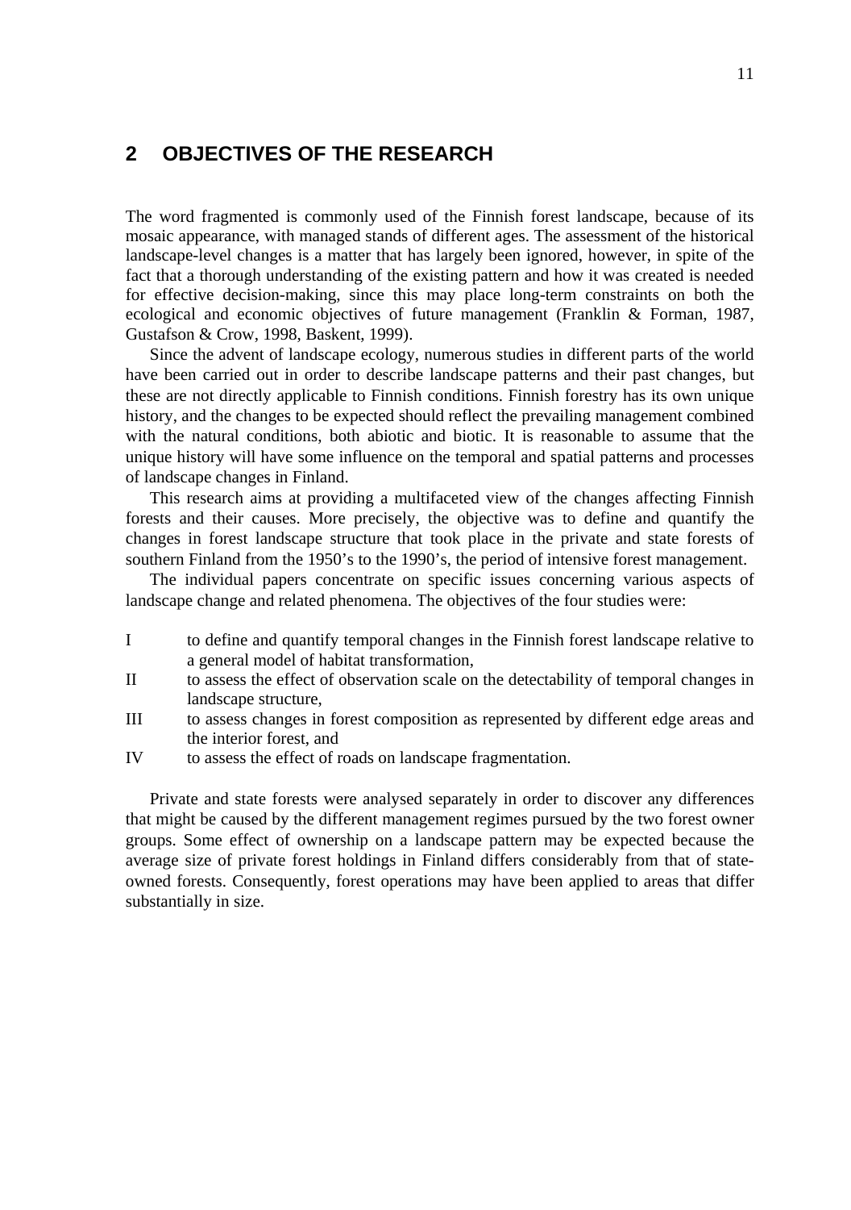## 2 OBJECTIVES OF THE RESEARCH

The word fragmented is commonly used of the Finnish forest landscape, because of its mosaic appearance, with managed stands of different ages. The assessment of the historical landscape-level changes is a matter that has largely been ignored, however, in spite of the fact that a thorough understanding of the existing pattern and how it was created is needed for effective decision-making, since this may place long-term constraints on both the ecological and economic objectives of future management (Franklin & Forman, 1987, Gustafson & Crow, 1998, Baskent, 1999).

Since the advent of landscape ecology, numerous studies in different parts of the world have been carried out in order to describe landscape patterns and their past changes, but these are not directly applicable to Finnish conditions. Finnish forestry has its own unique history, and the changes to be expected should reflect the prevailing management combined with the natural conditions, both abiotic and biotic. It is reasonable to assume that the unique history will have some influence on the temporal and spatial patterns and processes of landscape changes in Finland.

This research aims at providing a multifaceted view of the changes affecting Finnish forests and their causes. More precisely, the objective was to define and quantify the changes in forest landscape structure that took place in the private and state forests of southern Finland from the 1950's to the 1990's, the period of intensive forest management.

The individual papers concentrate on specific issues concerning various aspects of landscape change and related phenomena. The objectives of the four studies were:

- I to define and quantify temporal changes in the Finnish forest landscape relative to a general model of habitat transformation,
- II to assess the effect of observation scale on the detectability of temporal changes in landscape structure,
- III to assess changes in forest composition as represented by different edge areas and the interior forest, and
- IV to assess the effect of roads on landscape fragmentation.

Private and state forests were analysed separately in order to discover any differences that might be caused by the different management regimes pursued by the two forest owner groups. Some effect of ownership on a landscape pattern may be expected because the average size of private forest holdings in Finland differs considerably from that of state-owned forests. Consequently, forest operations may have been applied to areas that differ substantially in size.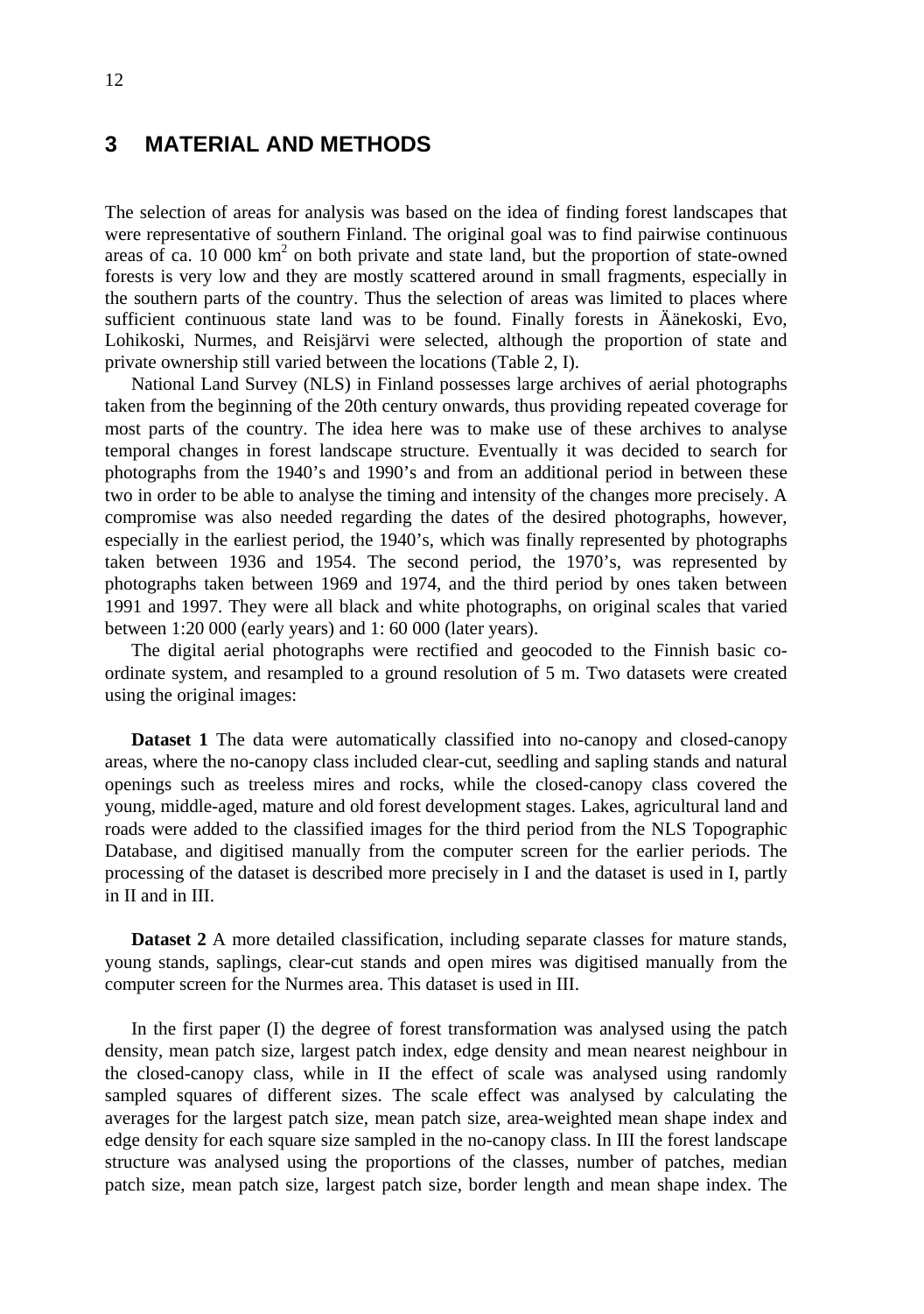# 3 MATERIAL AND METHODS

The selection of areas for analysis was based on the idea of finding forest landscapes that were representative of southern Finland. The original goal was to find pairwise continuous areas of ca. 10 000 km$^2$ on both private and state land, but the proportion of state-owned forests is very low and they are mostly scattered around in small fragments, especially in the southern parts of the country. Thus the selection of areas was limited to places where sufficient continuous state land was to be found. Finally forests in Äänekoski, Evo, Lohikoski, Nurmes, and Reisjärvi were selected, although the proportion of state and private ownership still varied between the locations (Table 2, I).

National Land Survey (NLS) in Finland possesses large archives of aerial photographs taken from the beginning of the 20th century onwards, thus providing repeated coverage for most parts of the country. The idea here was to make use of these archives to analyse temporal changes in forest landscape structure. Eventually it was decided to search for photographs from the 1940's and 1990's and from an additional period in between these two in order to be able to analyse the timing and intensity of the changes more precisely. A compromise was also needed regarding the dates of the desired photographs, however, especially in the earliest period, the 1940's, which was finally represented by photographs taken between 1936 and 1954. The second period, the 1970's, was represented by photographs taken between 1969 and 1974, and the third period by ones taken between 1991 and 1997. They were all black and white photographs, on original scales that varied between 1:20 000 (early years) and 1: 60 000 (later years).

The digital aerial photographs were rectified and geocoded to the Finnish basic co-ordinate system, and resampled to a ground resolution of 5 m. Two datasets were created using the original images:

**Dataset 1** The data were automatically classified into no-canopy and closed-canopy areas, where the no-canopy class included clear-cut, seedling and sapling stands and natural openings such as treeless mires and rocks, while the closed-canopy class covered the young, middle-aged, mature and old forest development stages. Lakes, agricultural land and roads were added to the classified images for the third period from the NLS Topographic Database, and digitised manually from the computer screen for the earlier periods. The processing of the dataset is described more precisely in I and the dataset is used in I, partly in II and in III.

**Dataset 2** A more detailed classification, including separate classes for mature stands, young stands, saplings, clear-cut stands and open mires was digitised manually from the computer screen for the Nurmes area. This dataset is used in III.

In the first paper (I) the degree of forest transformation was analysed using the patch density, mean patch size, largest patch index, edge density and mean nearest neighbour in the closed-canopy class, while in II the effect of scale was analysed using randomly sampled squares of different sizes. The scale effect was analysed by calculating the averages for the largest patch size, mean patch size, area-weighted mean shape index and edge density for each square size sampled in the no-canopy class. In III the forest landscape structure was analysed using the proportions of the classes, number of patches, median patch size, mean patch size, largest patch size, border length and mean shape index. The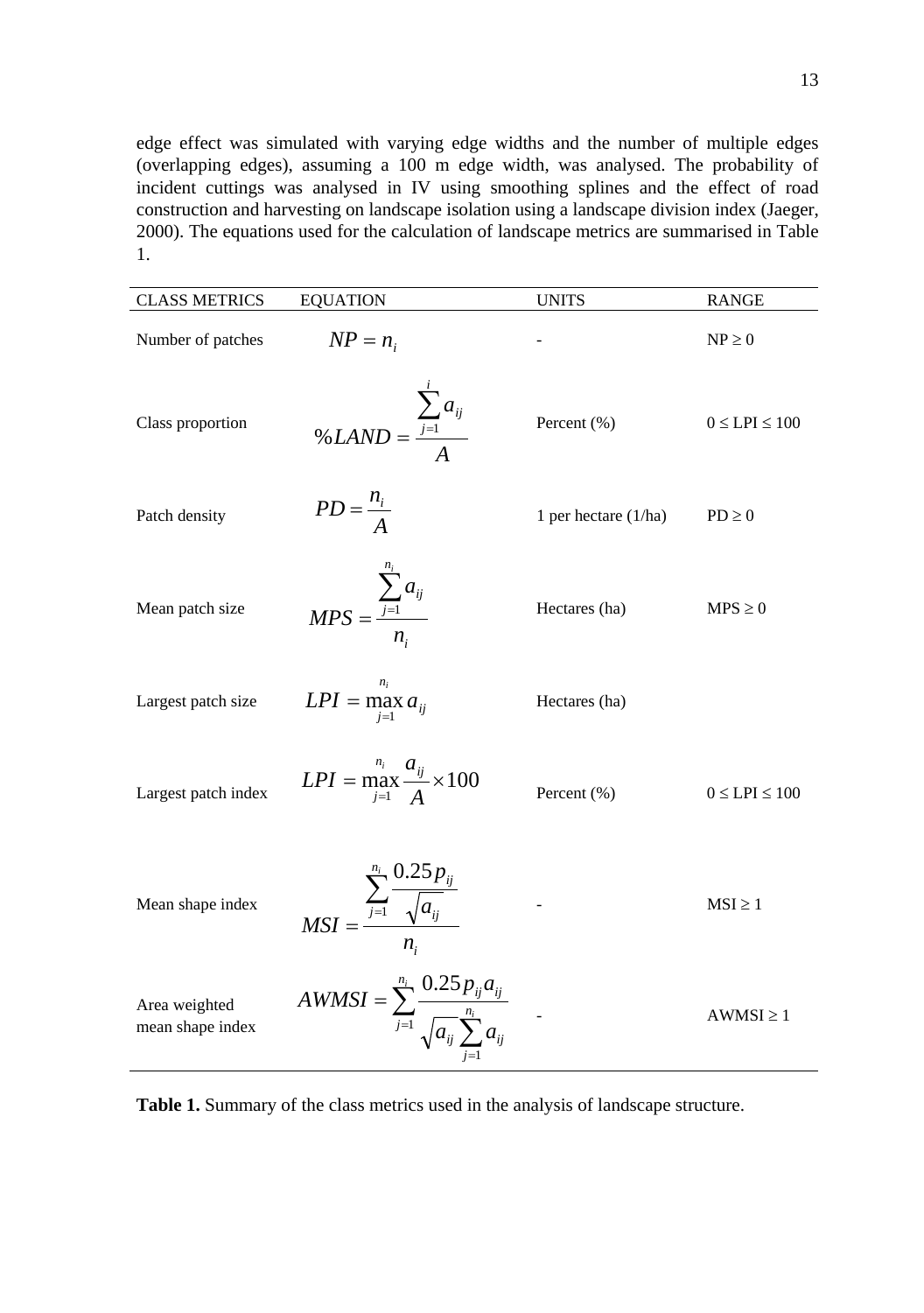edge effect was simulated with varying edge widths and the number of multiple edges (overlapping edges), assuming a 100 m edge width, was analysed. The probability of incident cuttings was analysed in IV using smoothing splines and the effect of road construction and harvesting on landscape isolation using a landscape division index (Jaeger, 2000). The equations used for the calculation of landscape metrics are summarised in Table 1.

| CLASS METRICS | EQUATION | UNITS | RANGE |
|---|---|---|---|
| Number of patches | $NP = n_i$ | - | NP ≥ 0 |
| Class proportion | $\%LAND = \frac{\sum_{j=1}^{i} a_{ij}}{A}$ | Percent (%) | 0 ≤ LPI ≤ 100 |
| Patch density | $PD = \frac{n_i}{A}$ | 1 per hectare (1/ha) | PD ≥ 0 |
| Mean patch size | $MPS = \frac{\sum_{j=1}^{n_i} a_{ij}}{n_i}$ | Hectares (ha) | MPS ≥ 0 |
| Largest patch size | $LPI = \max_{j=1}^{n_i} a_{ij}$ | Hectares (ha) | |
| Largest patch index | $LPI = \max_{j=1}^{n_i} \frac{a_{ij}}{A} \times 100$ | Percent (%) | 0 ≤ LPI ≤ 100 |
| Mean shape index | $MSI = \frac{\sum_{j=1}^{n_i} \frac{0.25 p_{ij}}{\sqrt{a_{ij}}}}{n_i}$ | - | MSI ≥ 1 |
| Area weighted mean shape index | $AWMSI = \sum_{j=1}^{n_i} \frac{0.25 p_{ij} a_{ij}}{\sqrt{a_{ij}} \sum_{j=1}^{n_i} a_{ij}}$ | - | AWMSI ≥ 1 |

**Table 1.** Summary of the class metrics used in the analysis of landscape structure.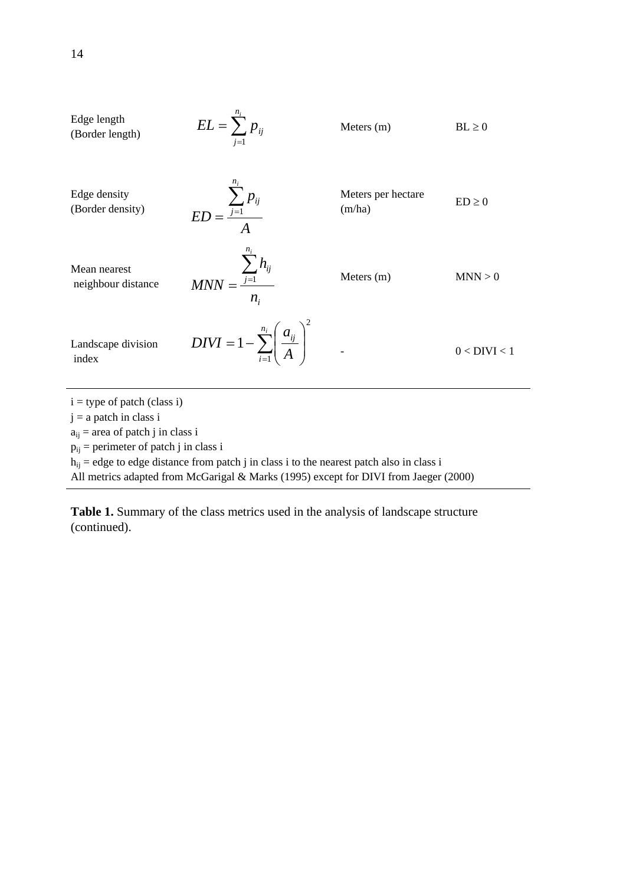| | | | |
|---|---|---|---|
| Edge length (Border length) | $EL = \sum_{j=1}^{n_i} p_{ij}$ | Meters (m) | BL ≥ 0 |
| Edge density (Border density) | $ED = \frac{\sum_{j=1}^{n_i} p_{ij}}{A}$ | Meters per hectare (m/ha) | ED ≥ 0 |
| Mean nearest neighbour distance | $MNN = \frac{\sum_{j=1}^{n_i} h_{ij}}{n_i}$ | Meters (m) | MNN > 0 |
| Landscape division index | $DIVI = 1 - \sum_{i=1}^{n_i} \left( \frac{a_{ij}}{A} \right)^2$ | - | 0 < DIVI < 1 |

i = type of patch (class i)
j = a patch in class i
$a_{ij}$ = area of patch j in class i
$p_{ij}$ = perimeter of patch j in class i
$h_{ij}$ = edge to edge distance from patch j in class i to the nearest patch also in class i
All metrics adapted from McGarigal & Marks (1995) except for DIVI from Jaeger (2000)

**Table 1.** Summary of the class metrics used in the analysis of landscape structure (continued).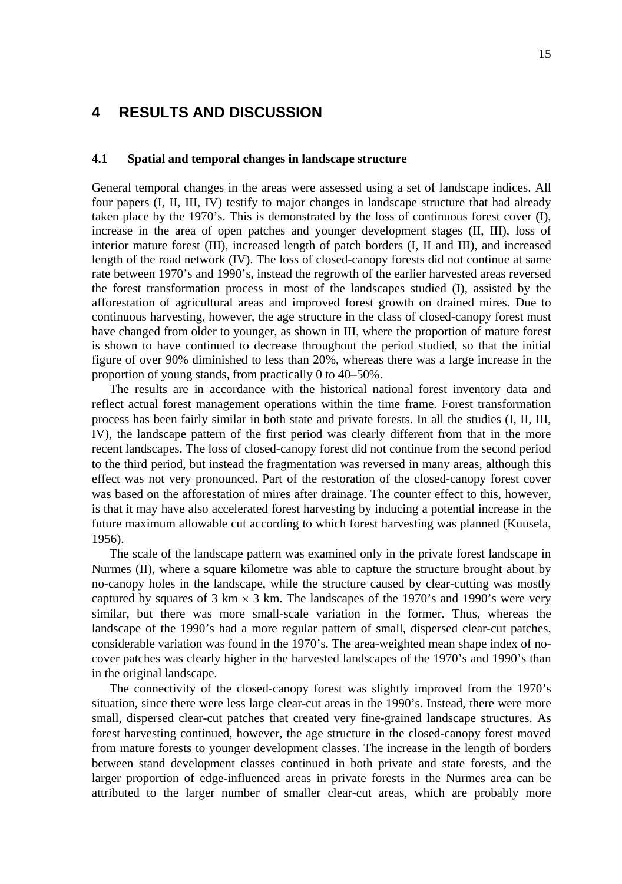# 4 RESULTS AND DISCUSSION

## 4.1 Spatial and temporal changes in landscape structure

General temporal changes in the areas were assessed using a set of landscape indices. All four papers (I, II, III, IV) testify to major changes in landscape structure that had already taken place by the 1970's. This is demonstrated by the loss of continuous forest cover (I), increase in the area of open patches and younger development stages (II, III), loss of interior mature forest (III), increased length of patch borders (I, II and III), and increased length of the road network (IV). The loss of closed-canopy forests did not continue at same rate between 1970's and 1990's, instead the regrowth of the earlier harvested areas reversed the forest transformation process in most of the landscapes studied (I), assisted by the afforestation of agricultural areas and improved forest growth on drained mires. Due to continuous harvesting, however, the age structure in the class of closed-canopy forest must have changed from older to younger, as shown in III, where the proportion of mature forest is shown to have continued to decrease throughout the period studied, so that the initial figure of over 90% diminished to less than 20%, whereas there was a large increase in the proportion of young stands, from practically 0 to 40–50%.

The results are in accordance with the historical national forest inventory data and reflect actual forest management operations within the time frame. Forest transformation process has been fairly similar in both state and private forests. In all the studies (I, II, III, IV), the landscape pattern of the first period was clearly different from that in the more recent landscapes. The loss of closed-canopy forest did not continue from the second period to the third period, but instead the fragmentation was reversed in many areas, although this effect was not very pronounced. Part of the restoration of the closed-canopy forest cover was based on the afforestation of mires after drainage. The counter effect to this, however, is that it may have also accelerated forest harvesting by inducing a potential increase in the future maximum allowable cut according to which forest harvesting was planned (Kuusela, 1956).

The scale of the landscape pattern was examined only in the private forest landscape in Nurmes (II), where a square kilometre was able to capture the structure brought about by no-canopy holes in the landscape, while the structure caused by clear-cutting was mostly captured by squares of 3 km $\times$ 3 km. The landscapes of the 1970's and 1990's were very similar, but there was more small-scale variation in the former. Thus, whereas the landscape of the 1990's had a more regular pattern of small, dispersed clear-cut patches, considerable variation was found in the 1970's. The area-weighted mean shape index of no-cover patches was clearly higher in the harvested landscapes of the 1970's and 1990's than in the original landscape.

The connectivity of the closed-canopy forest was slightly improved from the 1970's situation, since there were less large clear-cut areas in the 1990's. Instead, there were more small, dispersed clear-cut patches that created very fine-grained landscape structures. As forest harvesting continued, however, the age structure in the closed-canopy forest moved from mature forests to younger development classes. The increase in the length of borders between stand development classes continued in both private and state forests, and the larger proportion of edge-influenced areas in private forests in the Nurmes area can be attributed to the larger number of smaller clear-cut areas, which are probably more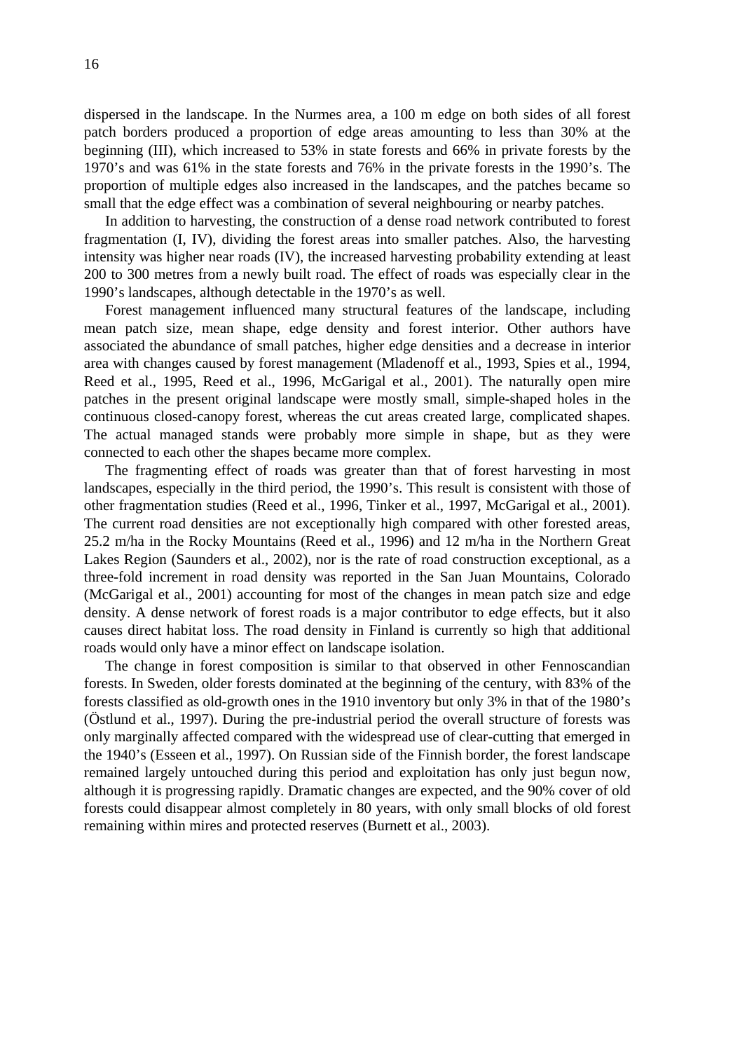dispersed in the landscape. In the Nurmes area, a 100 m edge on both sides of all forest patch borders produced a proportion of edge areas amounting to less than 30% at the beginning (III), which increased to 53% in state forests and 66% in private forests by the 1970's and was 61% in the state forests and 76% in the private forests in the 1990's. The proportion of multiple edges also increased in the landscapes, and the patches became so small that the edge effect was a combination of several neighbouring or nearby patches.

In addition to harvesting, the construction of a dense road network contributed to forest fragmentation (I, IV), dividing the forest areas into smaller patches. Also, the harvesting intensity was higher near roads (IV), the increased harvesting probability extending at least 200 to 300 metres from a newly built road. The effect of roads was especially clear in the 1990's landscapes, although detectable in the 1970's as well.

Forest management influenced many structural features of the landscape, including mean patch size, mean shape, edge density and forest interior. Other authors have associated the abundance of small patches, higher edge densities and a decrease in interior area with changes caused by forest management (Mladenoff et al., 1993, Spies et al., 1994, Reed et al., 1995, Reed et al., 1996, McGarigal et al., 2001). The naturally open mire patches in the present original landscape were mostly small, simple-shaped holes in the continuous closed-canopy forest, whereas the cut areas created large, complicated shapes. The actual managed stands were probably more simple in shape, but as they were connected to each other the shapes became more complex.

The fragmenting effect of roads was greater than that of forest harvesting in most landscapes, especially in the third period, the 1990's. This result is consistent with those of other fragmentation studies (Reed et al., 1996, Tinker et al., 1997, McGarigal et al., 2001). The current road densities are not exceptionally high compared with other forested areas, 25.2 m/ha in the Rocky Mountains (Reed et al., 1996) and 12 m/ha in the Northern Great Lakes Region (Saunders et al., 2002), nor is the rate of road construction exceptional, as a three-fold increment in road density was reported in the San Juan Mountains, Colorado (McGarigal et al., 2001) accounting for most of the changes in mean patch size and edge density. A dense network of forest roads is a major contributor to edge effects, but it also causes direct habitat loss. The road density in Finland is currently so high that additional roads would only have a minor effect on landscape isolation.

The change in forest composition is similar to that observed in other Fennoscandian forests. In Sweden, older forests dominated at the beginning of the century, with 83% of the forests classified as old-growth ones in the 1910 inventory but only 3% in that of the 1980's (Östlund et al., 1997). During the pre-industrial period the overall structure of forests was only marginally affected compared with the widespread use of clear-cutting that emerged in the 1940's (Esseen et al., 1997). On Russian side of the Finnish border, the forest landscape remained largely untouched during this period and exploitation has only just begun now, although it is progressing rapidly. Dramatic changes are expected, and the 90% cover of old forests could disappear almost completely in 80 years, with only small blocks of old forest remaining within mires and protected reserves (Burnett et al., 2003).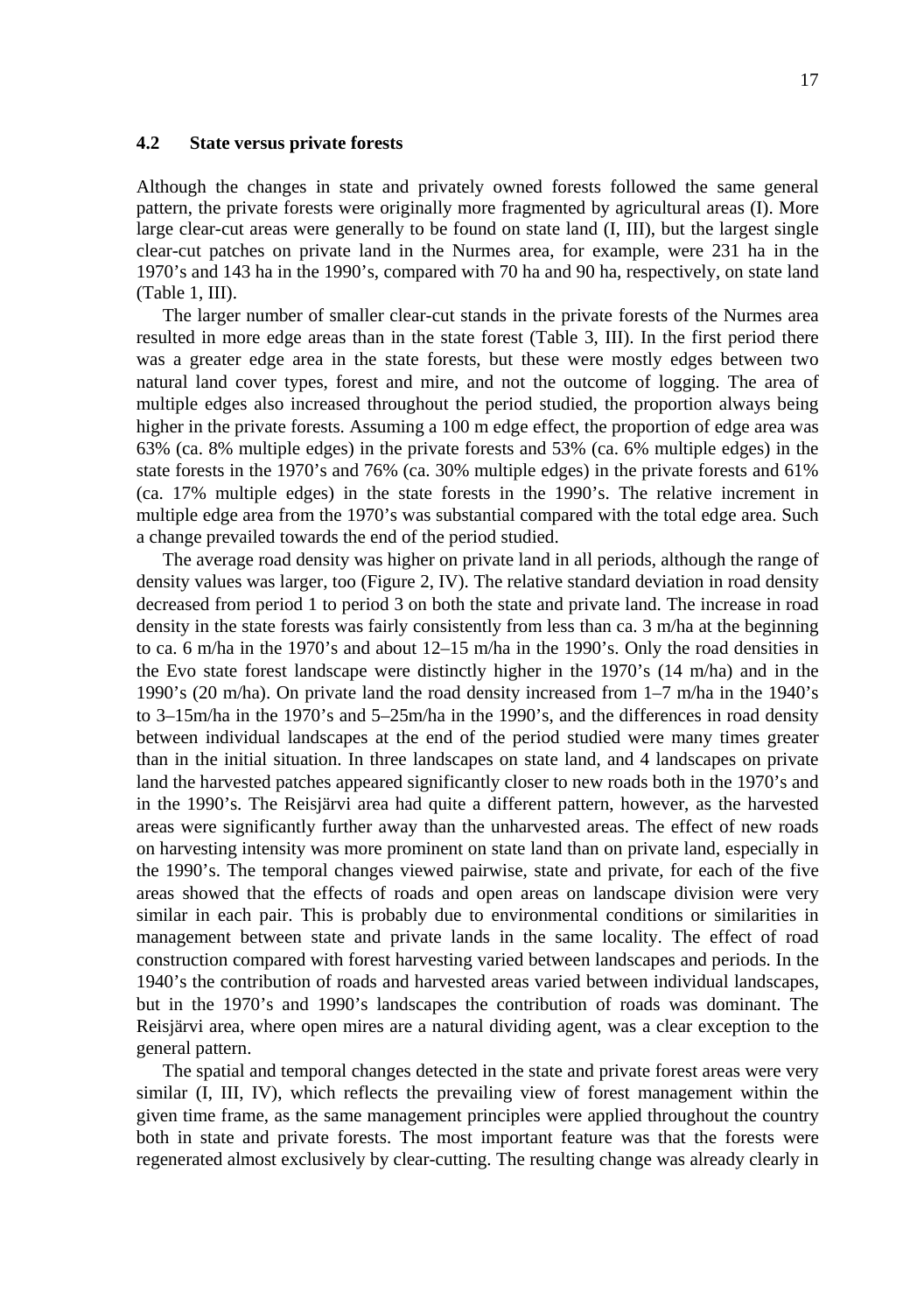### 4.2 State versus private forests

Although the changes in state and privately owned forests followed the same general pattern, the private forests were originally more fragmented by agricultural areas (I). More large clear-cut areas were generally to be found on state land (I, III), but the largest single clear-cut patches on private land in the Nurmes area, for example, were 231 ha in the 1970's and 143 ha in the 1990's, compared with 70 ha and 90 ha, respectively, on state land (Table 1, III).

The larger number of smaller clear-cut stands in the private forests of the Nurmes area resulted in more edge areas than in the state forest (Table 3, III). In the first period there was a greater edge area in the state forests, but these were mostly edges between two natural land cover types, forest and mire, and not the outcome of logging. The area of multiple edges also increased throughout the period studied, the proportion always being higher in the private forests. Assuming a 100 m edge effect, the proportion of edge area was 63% (ca. 8% multiple edges) in the private forests and 53% (ca. 6% multiple edges) in the state forests in the 1970's and 76% (ca. 30% multiple edges) in the private forests and 61% (ca. 17% multiple edges) in the state forests in the 1990's. The relative increment in multiple edge area from the 1970's was substantial compared with the total edge area. Such a change prevailed towards the end of the period studied.

The average road density was higher on private land in all periods, although the range of density values was larger, too (Figure 2, IV). The relative standard deviation in road density decreased from period 1 to period 3 on both the state and private land. The increase in road density in the state forests was fairly consistently from less than ca. 3 m/ha at the beginning to ca. 6 m/ha in the 1970's and about 12–15 m/ha in the 1990's. Only the road densities in the Evo state forest landscape were distinctly higher in the 1970's (14 m/ha) and in the 1990's (20 m/ha). On private land the road density increased from 1–7 m/ha in the 1940's to 3–15m/ha in the 1970's and 5–25m/ha in the 1990's, and the differences in road density between individual landscapes at the end of the period studied were many times greater than in the initial situation. In three landscapes on state land, and 4 landscapes on private land the harvested patches appeared significantly closer to new roads both in the 1970's and in the 1990's. The Reisjärvi area had quite a different pattern, however, as the harvested areas were significantly further away than the unharvested areas. The effect of new roads on harvesting intensity was more prominent on state land than on private land, especially in the 1990's. The temporal changes viewed pairwise, state and private, for each of the five areas showed that the effects of roads and open areas on landscape division were very similar in each pair. This is probably due to environmental conditions or similarities in management between state and private lands in the same locality. The effect of road construction compared with forest harvesting varied between landscapes and periods. In the 1940's the contribution of roads and harvested areas varied between individual landscapes, but in the 1970's and 1990's landscapes the contribution of roads was dominant. The Reisjärvi area, where open mires are a natural dividing agent, was a clear exception to the general pattern.

The spatial and temporal changes detected in the state and private forest areas were very similar (I, III, IV), which reflects the prevailing view of forest management within the given time frame, as the same management principles were applied throughout the country both in state and private forests. The most important feature was that the forests were regenerated almost exclusively by clear-cutting. The resulting change was already clearly in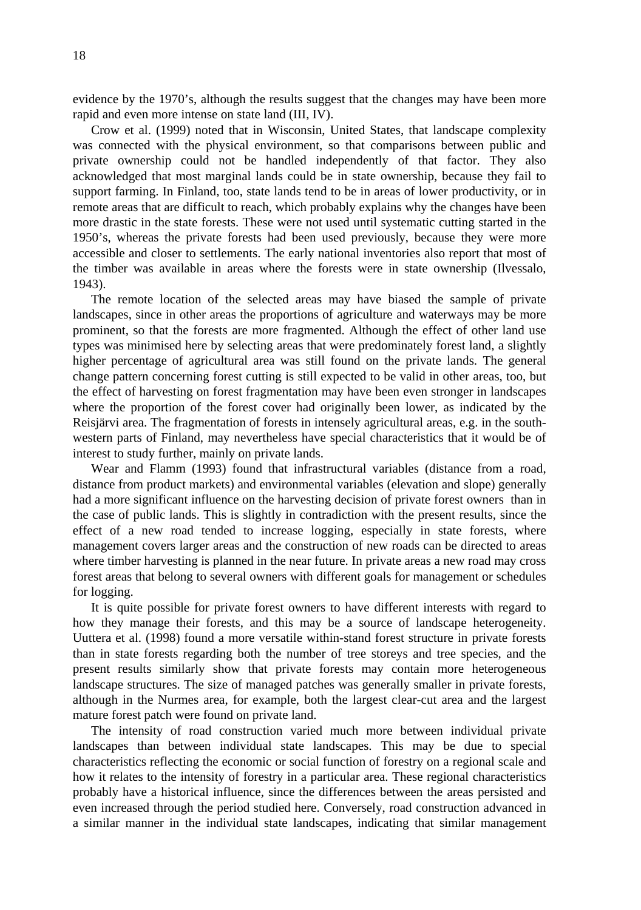evidence by the 1970's, although the results suggest that the changes may have been more rapid and even more intense on state land (III, IV).

Crow et al. (1999) noted that in Wisconsin, United States, that landscape complexity was connected with the physical environment, so that comparisons between public and private ownership could not be handled independently of that factor. They also acknowledged that most marginal lands could be in state ownership, because they fail to support farming. In Finland, too, state lands tend to be in areas of lower productivity, or in remote areas that are difficult to reach, which probably explains why the changes have been more drastic in the state forests. These were not used until systematic cutting started in the 1950's, whereas the private forests had been used previously, because they were more accessible and closer to settlements. The early national inventories also report that most of the timber was available in areas where the forests were in state ownership (Ilvessalo, 1943).

The remote location of the selected areas may have biased the sample of private landscapes, since in other areas the proportions of agriculture and waterways may be more prominent, so that the forests are more fragmented. Although the effect of other land use types was minimised here by selecting areas that were predominately forest land, a slightly higher percentage of agricultural area was still found on the private lands. The general change pattern concerning forest cutting is still expected to be valid in other areas, too, but the effect of harvesting on forest fragmentation may have been even stronger in landscapes where the proportion of the forest cover had originally been lower, as indicated by the Reisjärvi area. The fragmentation of forests in intensely agricultural areas, e.g. in the south-western parts of Finland, may nevertheless have special characteristics that it would be of interest to study further, mainly on private lands.

Wear and Flamm (1993) found that infrastructural variables (distance from a road, distance from product markets) and environmental variables (elevation and slope) generally had a more significant influence on the harvesting decision of private forest owners than in the case of public lands. This is slightly in contradiction with the present results, since the effect of a new road tended to increase logging, especially in state forests, where management covers larger areas and the construction of new roads can be directed to areas where timber harvesting is planned in the near future. In private areas a new road may cross forest areas that belong to several owners with different goals for management or schedules for logging.

It is quite possible for private forest owners to have different interests with regard to how they manage their forests, and this may be a source of landscape heterogeneity. Uuttera et al. (1998) found a more versatile within-stand forest structure in private forests than in state forests regarding both the number of tree storeys and tree species, and the present results similarly show that private forests may contain more heterogeneous landscape structures. The size of managed patches was generally smaller in private forests, although in the Nurmes area, for example, both the largest clear-cut area and the largest mature forest patch were found on private land.

The intensity of road construction varied much more between individual private landscapes than between individual state landscapes. This may be due to special characteristics reflecting the economic or social function of forestry on a regional scale and how it relates to the intensity of forestry in a particular area. These regional characteristics probably have a historical influence, since the differences between the areas persisted and even increased through the period studied here. Conversely, road construction advanced in a similar manner in the individual state landscapes, indicating that similar management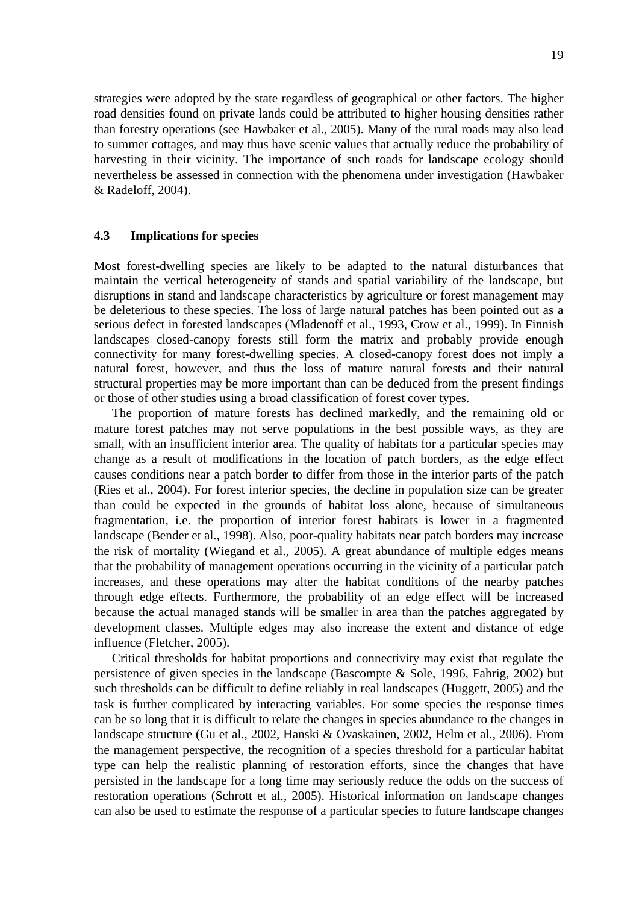strategies were adopted by the state regardless of geographical or other factors. The higher road densities found on private lands could be attributed to higher housing densities rather than forestry operations (see Hawbaker et al., 2005). Many of the rural roads may also lead to summer cottages, and may thus have scenic values that actually reduce the probability of harvesting in their vicinity. The importance of such roads for landscape ecology should nevertheless be assessed in connection with the phenomena under investigation (Hawbaker & Radeloff, 2004).

### 4.3 Implications for species

Most forest-dwelling species are likely to be adapted to the natural disturbances that maintain the vertical heterogeneity of stands and spatial variability of the landscape, but disruptions in stand and landscape characteristics by agriculture or forest management may be deleterious to these species. The loss of large natural patches has been pointed out as a serious defect in forested landscapes (Mladenoff et al., 1993, Crow et al., 1999). In Finnish landscapes closed-canopy forests still form the matrix and probably provide enough connectivity for many forest-dwelling species. A closed-canopy forest does not imply a natural forest, however, and thus the loss of mature natural forests and their natural structural properties may be more important than can be deduced from the present findings or those of other studies using a broad classification of forest cover types.

The proportion of mature forests has declined markedly, and the remaining old or mature forest patches may not serve populations in the best possible ways, as they are small, with an insufficient interior area. The quality of habitats for a particular species may change as a result of modifications in the location of patch borders, as the edge effect causes conditions near a patch border to differ from those in the interior parts of the patch (Ries et al., 2004). For forest interior species, the decline in population size can be greater than could be expected in the grounds of habitat loss alone, because of simultaneous fragmentation, i.e. the proportion of interior forest habitats is lower in a fragmented landscape (Bender et al., 1998). Also, poor-quality habitats near patch borders may increase the risk of mortality (Wiegand et al., 2005). A great abundance of multiple edges means that the probability of management operations occurring in the vicinity of a particular patch increases, and these operations may alter the habitat conditions of the nearby patches through edge effects. Furthermore, the probability of an edge effect will be increased because the actual managed stands will be smaller in area than the patches aggregated by development classes. Multiple edges may also increase the extent and distance of edge influence (Fletcher, 2005).

Critical thresholds for habitat proportions and connectivity may exist that regulate the persistence of given species in the landscape (Bascompte & Sole, 1996, Fahrig, 2002) but such thresholds can be difficult to define reliably in real landscapes (Huggett, 2005) and the task is further complicated by interacting variables. For some species the response times can be so long that it is difficult to relate the changes in species abundance to the changes in landscape structure (Gu et al., 2002, Hanski & Ovaskainen, 2002, Helm et al., 2006). From the management perspective, the recognition of a species threshold for a particular habitat type can help the realistic planning of restoration efforts, since the changes that have persisted in the landscape for a long time may seriously reduce the odds on the success of restoration operations (Schrott et al., 2005). Historical information on landscape changes can also be used to estimate the response of a particular species to future landscape changes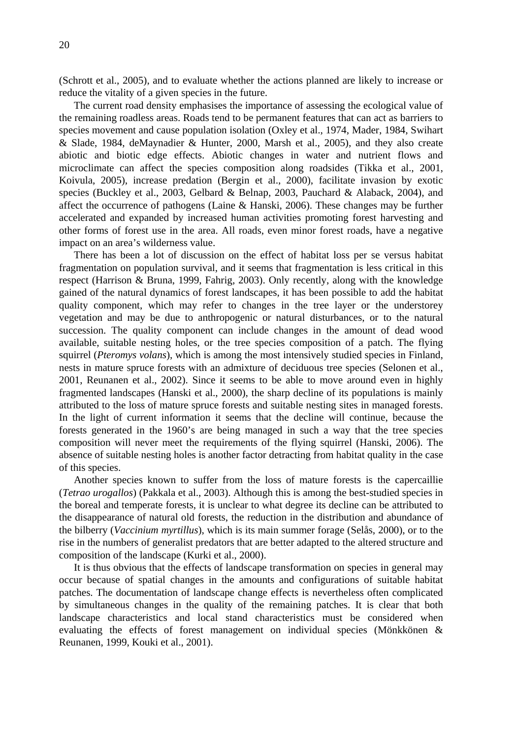(Schrott et al., 2005), and to evaluate whether the actions planned are likely to increase or reduce the vitality of a given species in the future.

The current road density emphasises the importance of assessing the ecological value of the remaining roadless areas. Roads tend to be permanent features that can act as barriers to species movement and cause population isolation (Oxley et al., 1974, Mader, 1984, Swihart & Slade, 1984, deMaynadier & Hunter, 2000, Marsh et al., 2005), and they also create abiotic and biotic edge effects. Abiotic changes in water and nutrient flows and microclimate can affect the species composition along roadsides (Tikka et al., 2001, Koivula, 2005), increase predation (Bergin et al., 2000), facilitate invasion by exotic species (Buckley et al., 2003, Gelbard & Belnap, 2003, Pauchard & Alaback, 2004), and affect the occurrence of pathogens (Laine & Hanski, 2006). These changes may be further accelerated and expanded by increased human activities promoting forest harvesting and other forms of forest use in the area. All roads, even minor forest roads, have a negative impact on an area's wilderness value.

There has been a lot of discussion on the effect of habitat loss per se versus habitat fragmentation on population survival, and it seems that fragmentation is less critical in this respect (Harrison & Bruna, 1999, Fahrig, 2003). Only recently, along with the knowledge gained of the natural dynamics of forest landscapes, it has been possible to add the habitat quality component, which may refer to changes in the tree layer or the understorey vegetation and may be due to anthropogenic or natural disturbances, or to the natural succession. The quality component can include changes in the amount of dead wood available, suitable nesting holes, or the tree species composition of a patch. The flying squirrel (*Pteromys volans*), which is among the most intensively studied species in Finland, nests in mature spruce forests with an admixture of deciduous tree species (Selonen et al., 2001, Reunanen et al., 2002). Since it seems to be able to move around even in highly fragmented landscapes (Hanski et al., 2000), the sharp decline of its populations is mainly attributed to the loss of mature spruce forests and suitable nesting sites in managed forests. In the light of current information it seems that the decline will continue, because the forests generated in the 1960's are being managed in such a way that the tree species composition will never meet the requirements of the flying squirrel (Hanski, 2006). The absence of suitable nesting holes is another factor detracting from habitat quality in the case of this species.

Another species known to suffer from the loss of mature forests is the capercaillie (*Tetrao urogallos*) (Pakkala et al., 2003). Although this is among the best-studied species in the boreal and temperate forests, it is unclear to what degree its decline can be attributed to the disappearance of natural old forests, the reduction in the distribution and abundance of the bilberry (*Vaccinium myrtillus*), which is its main summer forage (Selås, 2000), or to the rise in the numbers of generalist predators that are better adapted to the altered structure and composition of the landscape (Kurki et al., 2000).

It is thus obvious that the effects of landscape transformation on species in general may occur because of spatial changes in the amounts and configurations of suitable habitat patches. The documentation of landscape change effects is nevertheless often complicated by simultaneous changes in the quality of the remaining patches. It is clear that both landscape characteristics and local stand characteristics must be considered when evaluating the effects of forest management on individual species (Mönkkönen & Reunanen, 1999, Kouki et al., 2001).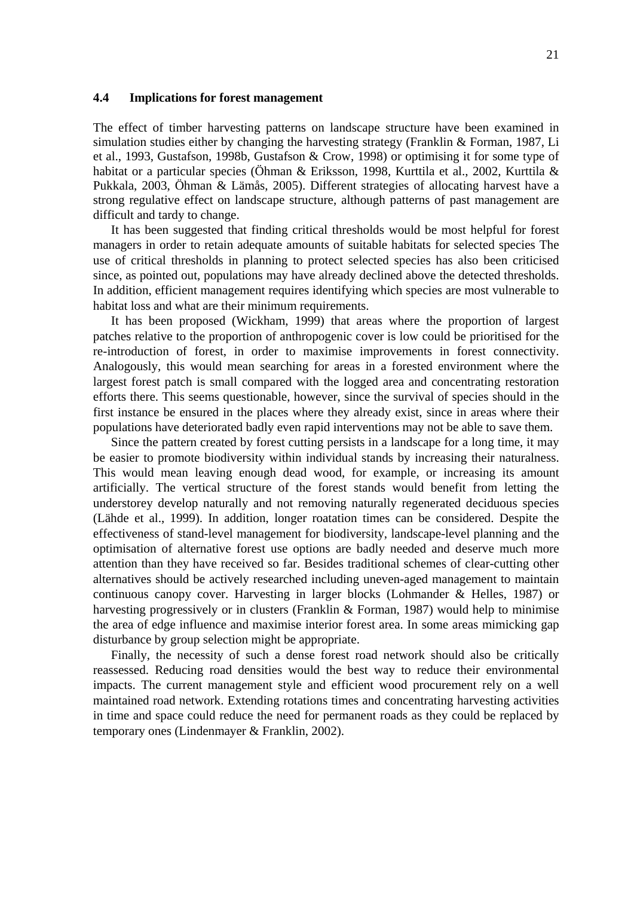### 4.4 Implications for forest management

The effect of timber harvesting patterns on landscape structure have been examined in simulation studies either by changing the harvesting strategy (Franklin & Forman, 1987, Li et al., 1993, Gustafson, 1998b, Gustafson & Crow, 1998) or optimising it for some type of habitat or a particular species (Öhman & Eriksson, 1998, Kurttila et al., 2002, Kurttila & Pukkala, 2003, Öhman & Lämås, 2005). Different strategies of allocating harvest have a strong regulative effect on landscape structure, although patterns of past management are difficult and tardy to change.

It has been suggested that finding critical thresholds would be most helpful for forest managers in order to retain adequate amounts of suitable habitats for selected species The use of critical thresholds in planning to protect selected species has also been criticised since, as pointed out, populations may have already declined above the detected thresholds. In addition, efficient management requires identifying which species are most vulnerable to habitat loss and what are their minimum requirements.

It has been proposed (Wickham, 1999) that areas where the proportion of largest patches relative to the proportion of anthropogenic cover is low could be prioritised for the re-introduction of forest, in order to maximise improvements in forest connectivity. Analogously, this would mean searching for areas in a forested environment where the largest forest patch is small compared with the logged area and concentrating restoration efforts there. This seems questionable, however, since the survival of species should in the first instance be ensured in the places where they already exist, since in areas where their populations have deteriorated badly even rapid interventions may not be able to save them.

Since the pattern created by forest cutting persists in a landscape for a long time, it may be easier to promote biodiversity within individual stands by increasing their naturalness. This would mean leaving enough dead wood, for example, or increasing its amount artificially. The vertical structure of the forest stands would benefit from letting the understorey develop naturally and not removing naturally regenerated deciduous species (Lähde et al., 1999). In addition, longer roatation times can be considered. Despite the effectiveness of stand-level management for biodiversity, landscape-level planning and the optimisation of alternative forest use options are badly needed and deserve much more attention than they have received so far. Besides traditional schemes of clear-cutting other alternatives should be actively researched including uneven-aged management to maintain continuous canopy cover. Harvesting in larger blocks (Lohmander & Helles, 1987) or harvesting progressively or in clusters (Franklin & Forman, 1987) would help to minimise the area of edge influence and maximise interior forest area. In some areas mimicking gap disturbance by group selection might be appropriate.

Finally, the necessity of such a dense forest road network should also be critically reassessed. Reducing road densities would the best way to reduce their environmental impacts. The current management style and efficient wood procurement rely on a well maintained road network. Extending rotations times and concentrating harvesting activities in time and space could reduce the need for permanent roads as they could be replaced by temporary ones (Lindenmayer & Franklin, 2002).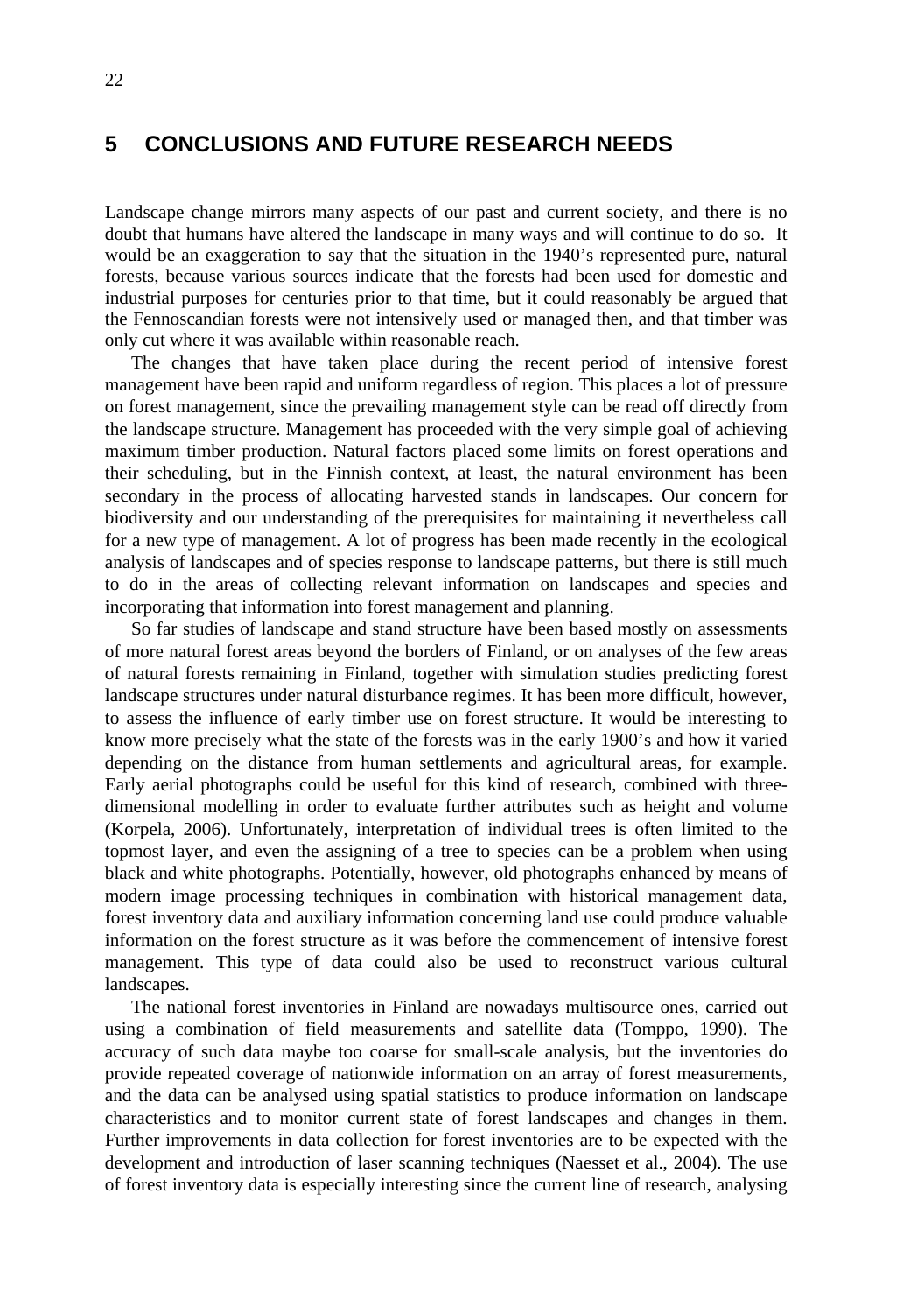# 5 CONCLUSIONS AND FUTURE RESEARCH NEEDS

Landscape change mirrors many aspects of our past and current society, and there is no doubt that humans have altered the landscape in many ways and will continue to do so. It would be an exaggeration to say that the situation in the 1940's represented pure, natural forests, because various sources indicate that the forests had been used for domestic and industrial purposes for centuries prior to that time, but it could reasonably be argued that the Fennoscandian forests were not intensively used or managed then, and that timber was only cut where it was available within reasonable reach.

The changes that have taken place during the recent period of intensive forest management have been rapid and uniform regardless of region. This places a lot of pressure on forest management, since the prevailing management style can be read off directly from the landscape structure. Management has proceeded with the very simple goal of achieving maximum timber production. Natural factors placed some limits on forest operations and their scheduling, but in the Finnish context, at least, the natural environment has been secondary in the process of allocating harvested stands in landscapes. Our concern for biodiversity and our understanding of the prerequisites for maintaining it nevertheless call for a new type of management. A lot of progress has been made recently in the ecological analysis of landscapes and of species response to landscape patterns, but there is still much to do in the areas of collecting relevant information on landscapes and species and incorporating that information into forest management and planning.

So far studies of landscape and stand structure have been based mostly on assessments of more natural forest areas beyond the borders of Finland, or on analyses of the few areas of natural forests remaining in Finland, together with simulation studies predicting forest landscape structures under natural disturbance regimes. It has been more difficult, however, to assess the influence of early timber use on forest structure. It would be interesting to know more precisely what the state of the forests was in the early 1900's and how it varied depending on the distance from human settlements and agricultural areas, for example. Early aerial photographs could be useful for this kind of research, combined with three-dimensional modelling in order to evaluate further attributes such as height and volume (Korpela, 2006). Unfortunately, interpretation of individual trees is often limited to the topmost layer, and even the assigning of a tree to species can be a problem when using black and white photographs. Potentially, however, old photographs enhanced by means of modern image processing techniques in combination with historical management data, forest inventory data and auxiliary information concerning land use could produce valuable information on the forest structure as it was before the commencement of intensive forest management. This type of data could also be used to reconstruct various cultural landscapes.

The national forest inventories in Finland are nowadays multisource ones, carried out using a combination of field measurements and satellite data (Tomppo, 1990). The accuracy of such data maybe too coarse for small-scale analysis, but the inventories do provide repeated coverage of nationwide information on an array of forest measurements, and the data can be analysed using spatial statistics to produce information on landscape characteristics and to monitor current state of forest landscapes and changes in them. Further improvements in data collection for forest inventories are to be expected with the development and introduction of laser scanning techniques (Naesset et al., 2004). The use of forest inventory data is especially interesting since the current line of research, analysing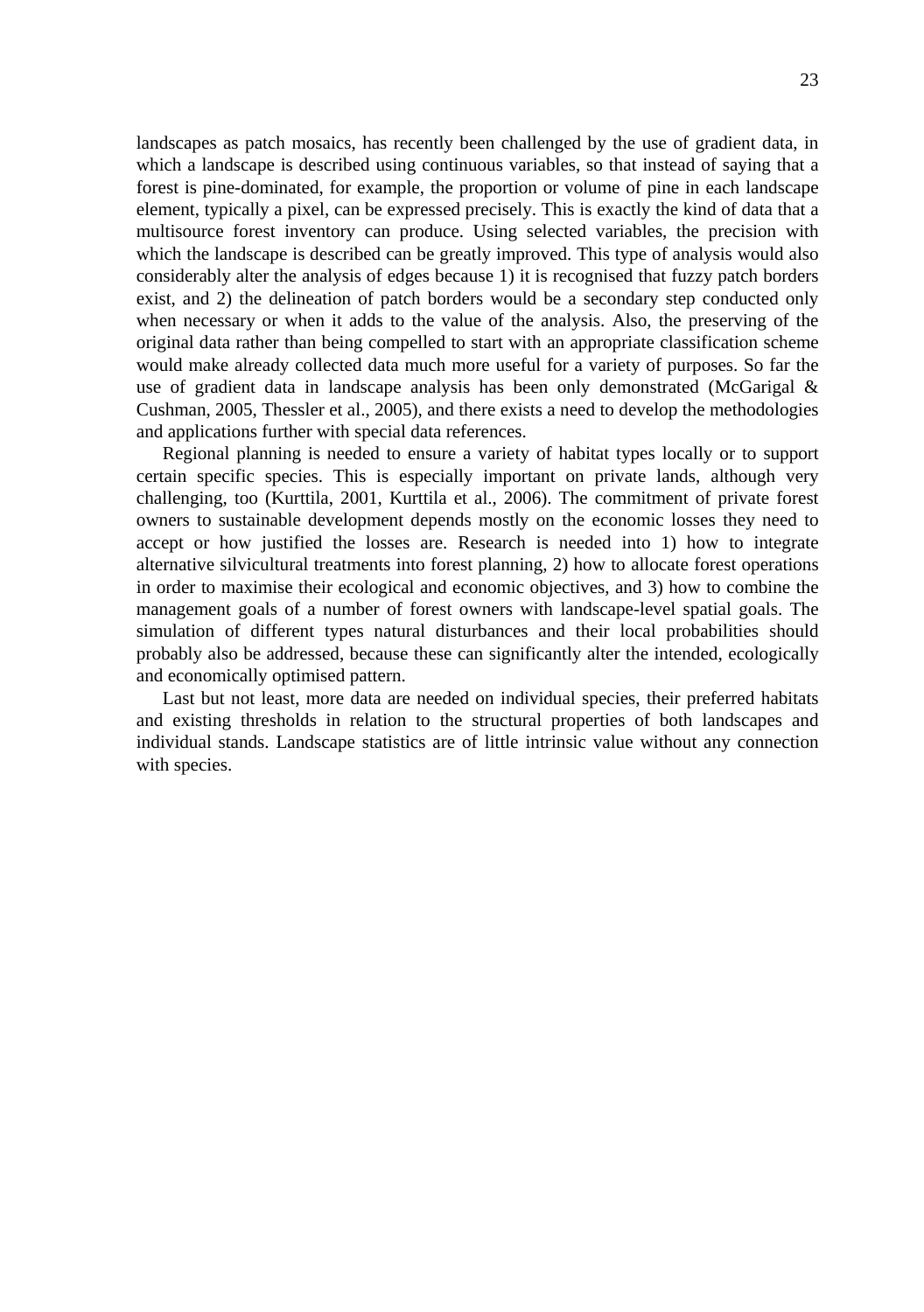landscapes as patch mosaics, has recently been challenged by the use of gradient data, in which a landscape is described using continuous variables, so that instead of saying that a forest is pine-dominated, for example, the proportion or volume of pine in each landscape element, typically a pixel, can be expressed precisely. This is exactly the kind of data that a multisource forest inventory can produce. Using selected variables, the precision with which the landscape is described can be greatly improved. This type of analysis would also considerably alter the analysis of edges because 1) it is recognised that fuzzy patch borders exist, and 2) the delineation of patch borders would be a secondary step conducted only when necessary or when it adds to the value of the analysis. Also, the preserving of the original data rather than being compelled to start with an appropriate classification scheme would make already collected data much more useful for a variety of purposes. So far the use of gradient data in landscape analysis has been only demonstrated (McGarigal & Cushman, 2005, Thessler et al., 2005), and there exists a need to develop the methodologies and applications further with special data references.

Regional planning is needed to ensure a variety of habitat types locally or to support certain specific species. This is especially important on private lands, although very challenging, too (Kurttila, 2001, Kurttila et al., 2006). The commitment of private forest owners to sustainable development depends mostly on the economic losses they need to accept or how justified the losses are. Research is needed into 1) how to integrate alternative silvicultural treatments into forest planning, 2) how to allocate forest operations in order to maximise their ecological and economic objectives, and 3) how to combine the management goals of a number of forest owners with landscape-level spatial goals. The simulation of different types natural disturbances and their local probabilities should probably also be addressed, because these can significantly alter the intended, ecologically and economically optimised pattern.

Last but not least, more data are needed on individual species, their preferred habitats and existing thresholds in relation to the structural properties of both landscapes and individual stands. Landscape statistics are of little intrinsic value without any connection with species.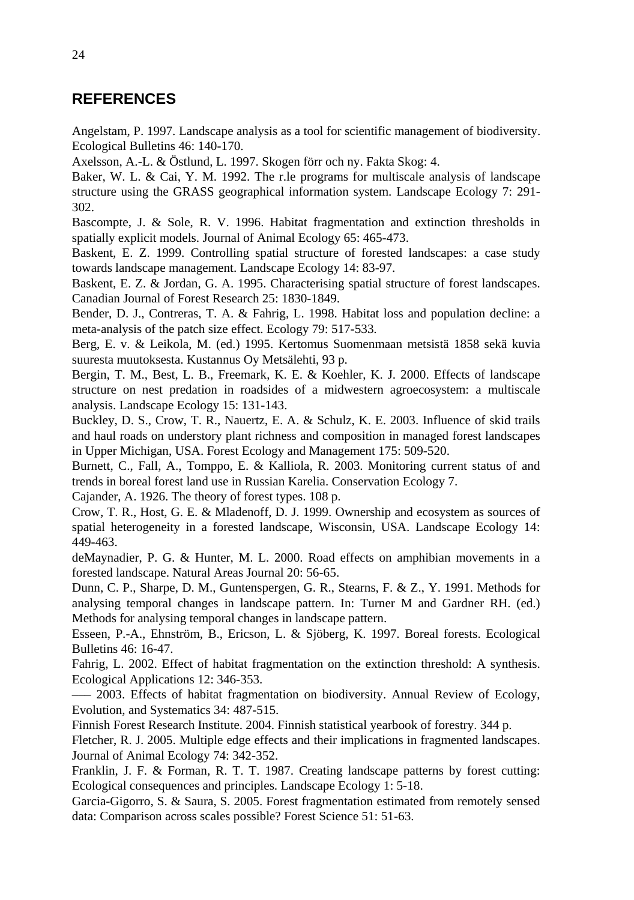## REFERENCES

Angelstam, P. 1997. Landscape analysis as a tool for scientific management of biodiversity. Ecological Bulletins 46: 140-170.

Axelsson, A.-L. & Östlund, L. 1997. Skogen förr och ny. Fakta Skog: 4.

Baker, W. L. & Cai, Y. M. 1992. The r.le programs for multiscale analysis of landscape structure using the GRASS geographical information system. Landscape Ecology 7: 291-302.

Bascompte, J. & Sole, R. V. 1996. Habitat fragmentation and extinction thresholds in spatially explicit models. Journal of Animal Ecology 65: 465-473.

Baskent, E. Z. 1999. Controlling spatial structure of forested landscapes: a case study towards landscape management. Landscape Ecology 14: 83-97.

Baskent, E. Z. & Jordan, G. A. 1995. Characterising spatial structure of forest landscapes. Canadian Journal of Forest Research 25: 1830-1849.

Bender, D. J., Contreras, T. A. & Fahrig, L. 1998. Habitat loss and population decline: a meta-analysis of the patch size effect. Ecology 79: 517-533.

Berg, E. v. & Leikola, M. (ed.) 1995. Kertomus Suomenmaan metsistä 1858 sekä kuvia suuresta muutoksesta. Kustannus Oy Metsälehti, 93 p.

Bergin, T. M., Best, L. B., Freemark, K. E. & Koehler, K. J. 2000. Effects of landscape structure on nest predation in roadsides of a midwestern agroecosystem: a multiscale analysis. Landscape Ecology 15: 131-143.

Buckley, D. S., Crow, T. R., Nauertz, E. A. & Schulz, K. E. 2003. Influence of skid trails and haul roads on understory plant richness and composition in managed forest landscapes in Upper Michigan, USA. Forest Ecology and Management 175: 509-520.

Burnett, C., Fall, A., Tomppo, E. & Kalliola, R. 2003. Monitoring current status of and trends in boreal forest land use in Russian Karelia. Conservation Ecology 7.

Cajander, A. 1926. The theory of forest types. 108 p.

Crow, T. R., Host, G. E. & Mladenoff, D. J. 1999. Ownership and ecosystem as sources of spatial heterogeneity in a forested landscape, Wisconsin, USA. Landscape Ecology 14: 449-463.

deMaynadier, P. G. & Hunter, M. L. 2000. Road effects on amphibian movements in a forested landscape. Natural Areas Journal 20: 56-65.

Dunn, C. P., Sharpe, D. M., Guntenspergen, G. R., Stearns, F. & Z., Y. 1991. Methods for analysing temporal changes in landscape pattern. In: Turner M and Gardner RH. (ed.) Methods for analysing temporal changes in landscape pattern.

Esseen, P.-A., Ehnström, B., Ericson, L. & Sjöberg, K. 1997. Boreal forests. Ecological Bulletins 46: 16-47.

Fahrig, L. 2002. Effect of habitat fragmentation on the extinction threshold: A synthesis. Ecological Applications 12: 346-353.

—— 2003. Effects of habitat fragmentation on biodiversity. Annual Review of Ecology, Evolution, and Systematics 34: 487-515.

Finnish Forest Research Institute. 2004. Finnish statistical yearbook of forestry. 344 p.

Fletcher, R. J. 2005. Multiple edge effects and their implications in fragmented landscapes. Journal of Animal Ecology 74: 342-352.

Franklin, J. F. & Forman, R. T. T. 1987. Creating landscape patterns by forest cutting: Ecological consequences and principles. Landscape Ecology 1: 5-18.

Garcia-Gigorro, S. & Saura, S. 2005. Forest fragmentation estimated from remotely sensed data: Comparison across scales possible? Forest Science 51: 51-63.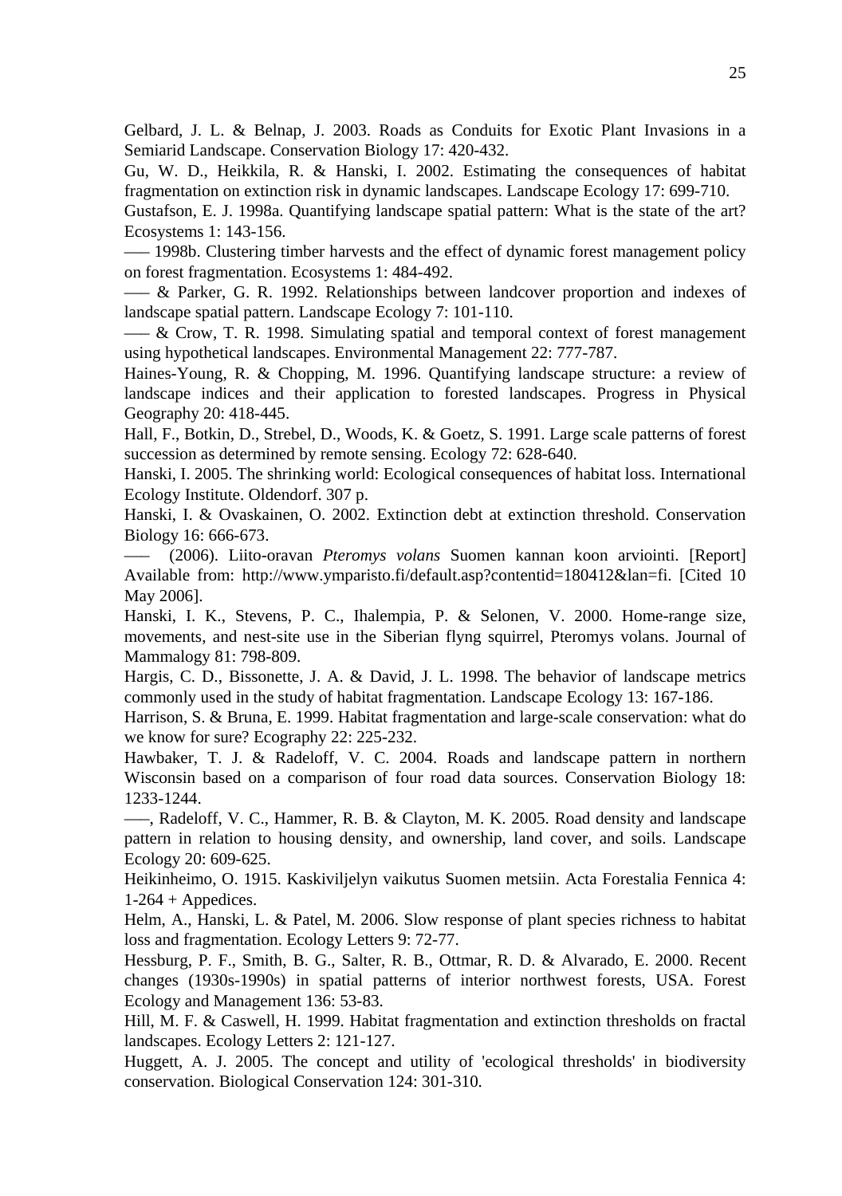Gelbard, J. L. & Belnap, J. 2003. Roads as Conduits for Exotic Plant Invasions in a Semiarid Landscape. Conservation Biology 17: 420-432.

Gu, W. D., Heikkila, R. & Hanski, I. 2002. Estimating the consequences of habitat fragmentation on extinction risk in dynamic landscapes. Landscape Ecology 17: 699-710.

Gustafson, E. J. 1998a. Quantifying landscape spatial pattern: What is the state of the art? Ecosystems 1: 143-156.

––– 1998b. Clustering timber harvests and the effect of dynamic forest management policy on forest fragmentation. Ecosystems 1: 484-492.

––– & Parker, G. R. 1992. Relationships between landcover proportion and indexes of landscape spatial pattern. Landscape Ecology 7: 101-110.

––– & Crow, T. R. 1998. Simulating spatial and temporal context of forest management using hypothetical landscapes. Environmental Management 22: 777-787.

Haines-Young, R. & Chopping, M. 1996. Quantifying landscape structure: a review of landscape indices and their application to forested landscapes. Progress in Physical Geography 20: 418-445.

Hall, F., Botkin, D., Strebel, D., Woods, K. & Goetz, S. 1991. Large scale patterns of forest succession as determined by remote sensing. Ecology 72: 628-640.

Hanski, I. 2005. The shrinking world: Ecological consequences of habitat loss. International Ecology Institute. Oldendorf. 307 p.

Hanski, I. & Ovaskainen, O. 2002. Extinction debt at extinction threshold. Conservation Biology 16: 666-673.

––– (2006). Liito-oravan *Pteromys volans* Suomen kannan koon arviointi. [Report] Available from: http://www.ymparisto.fi/default.asp?contentid=180412&lan=fi. [Cited 10 May 2006].

Hanski, I. K., Stevens, P. C., Ihalempia, P. & Selonen, V. 2000. Home-range size, movements, and nest-site use in the Siberian flyng squirrel, Pteromys volans. Journal of Mammalogy 81: 798-809.

Hargis, C. D., Bissonette, J. A. & David, J. L. 1998. The behavior of landscape metrics commonly used in the study of habitat fragmentation. Landscape Ecology 13: 167-186.

Harrison, S. & Bruna, E. 1999. Habitat fragmentation and large-scale conservation: what do we know for sure? Ecography 22: 225-232.

Hawbaker, T. J. & Radeloff, V. C. 2004. Roads and landscape pattern in northern Wisconsin based on a comparison of four road data sources. Conservation Biology 18: 1233-1244.

–––, Radeloff, V. C., Hammer, R. B. & Clayton, M. K. 2005. Road density and landscape pattern in relation to housing density, and ownership, land cover, and soils. Landscape Ecology 20: 609-625.

Heikinheimo, O. 1915. Kaskiviljelyn vaikutus Suomen metsiin. Acta Forestalia Fennica 4: 1-264 + Appedices.

Helm, A., Hanski, L. & Patel, M. 2006. Slow response of plant species richness to habitat loss and fragmentation. Ecology Letters 9: 72-77.

Hessburg, P. F., Smith, B. G., Salter, R. B., Ottmar, R. D. & Alvarado, E. 2000. Recent changes (1930s-1990s) in spatial patterns of interior northwest forests, USA. Forest Ecology and Management 136: 53-83.

Hill, M. F. & Caswell, H. 1999. Habitat fragmentation and extinction thresholds on fractal landscapes. Ecology Letters 2: 121-127.

Huggett, A. J. 2005. The concept and utility of 'ecological thresholds' in biodiversity conservation. Biological Conservation 124: 301-310.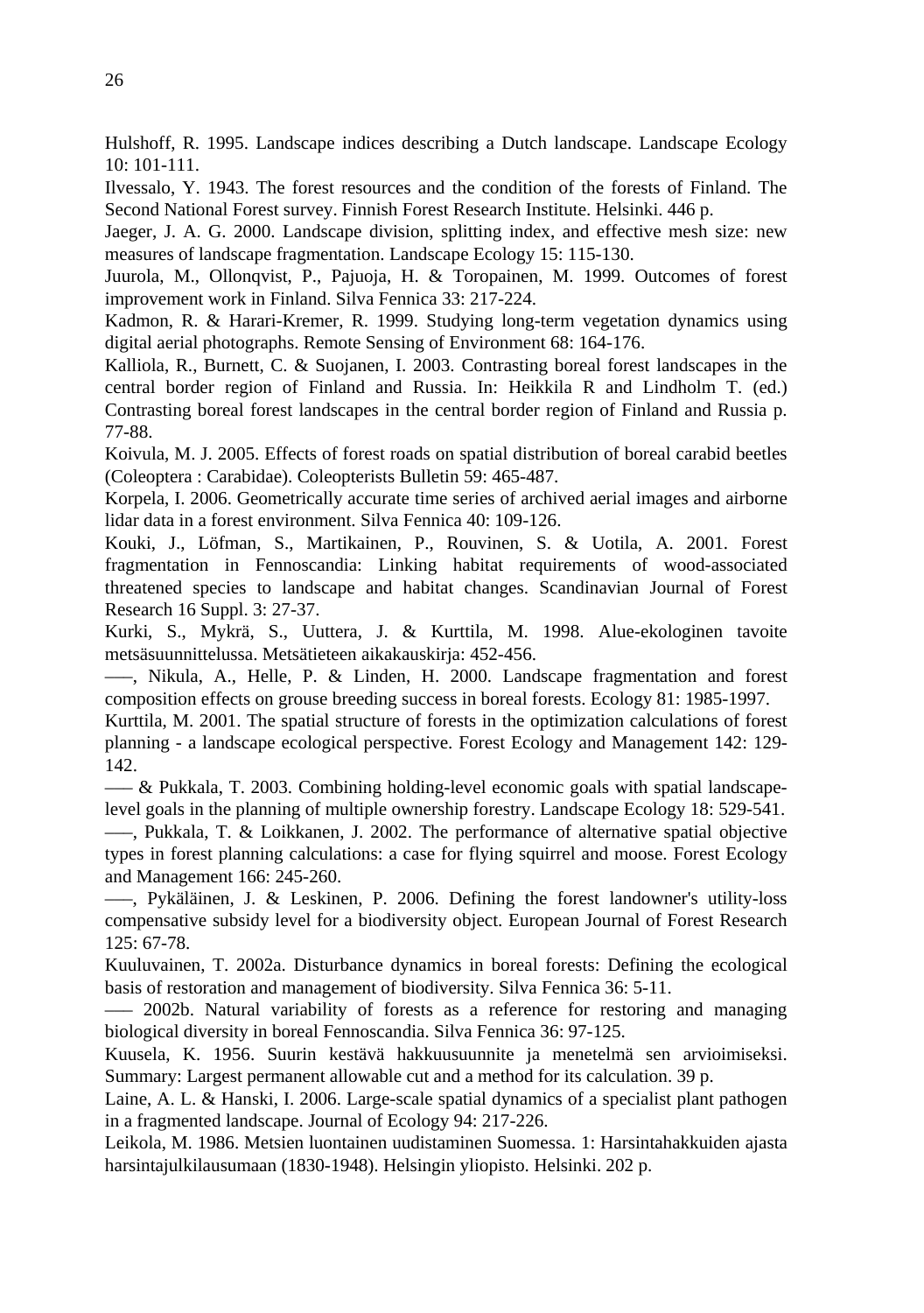Hulshoff, R. 1995. Landscape indices describing a Dutch landscape. Landscape Ecology 10: 101-111.

Ilvessalo, Y. 1943. The forest resources and the condition of the forests of Finland. The Second National Forest survey. Finnish Forest Research Institute. Helsinki. 446 p.

Jaeger, J. A. G. 2000. Landscape division, splitting index, and effective mesh size: new measures of landscape fragmentation. Landscape Ecology 15: 115-130.

Juurola, M., Ollonqvist, P., Pajuoja, H. & Toropainen, M. 1999. Outcomes of forest improvement work in Finland. Silva Fennica 33: 217-224.

Kadmon, R. & Harari-Kremer, R. 1999. Studying long-term vegetation dynamics using digital aerial photographs. Remote Sensing of Environment 68: 164-176.

Kalliola, R., Burnett, C. & Suojanen, I. 2003. Contrasting boreal forest landscapes in the central border region of Finland and Russia. In: Heikkila R and Lindholm T. (ed.) Contrasting boreal forest landscapes in the central border region of Finland and Russia p. 77-88.

Koivula, M. J. 2005. Effects of forest roads on spatial distribution of boreal carabid beetles (Coleoptera : Carabidae). Coleopterists Bulletin 59: 465-487.

Korpela, I. 2006. Geometrically accurate time series of archived aerial images and airborne lidar data in a forest environment. Silva Fennica 40: 109-126.

Kouki, J., Löfman, S., Martikainen, P., Rouvinen, S. & Uotila, A. 2001. Forest fragmentation in Fennoscandia: Linking habitat requirements of wood-associated threatened species to landscape and habitat changes. Scandinavian Journal of Forest Research 16 Suppl. 3: 27-37.

Kurki, S., Mykrä, S., Uuttera, J. & Kurttila, M. 1998. Alue-ekologinen tavoite metsäsuunnittelussa. Metsätieteen aikakauskirja: 452-456.

––––, Nikula, A., Helle, P. & Linden, H. 2000. Landscape fragmentation and forest composition effects on grouse breeding success in boreal forests. Ecology 81: 1985-1997.

Kurttila, M. 2001. The spatial structure of forests in the optimization calculations of forest planning - a landscape ecological perspective. Forest Ecology and Management 142: 129-142.

–––– & Pukkala, T. 2003. Combining holding-level economic goals with spatial landscape-level goals in the planning of multiple ownership forestry. Landscape Ecology 18: 529-541.

––––, Pukkala, T. & Loikkanen, J. 2002. The performance of alternative spatial objective types in forest planning calculations: a case for flying squirrel and moose. Forest Ecology and Management 166: 245-260.

––––, Pykäläinen, J. & Leskinen, P. 2006. Defining the forest landowner's utility-loss compensative subsidy level for a biodiversity object. European Journal of Forest Research 125: 67-78.

Kuuluvainen, T. 2002a. Disturbance dynamics in boreal forests: Defining the ecological basis of restoration and management of biodiversity. Silva Fennica 36: 5-11.

–––– 2002b. Natural variability of forests as a reference for restoring and managing biological diversity in boreal Fennoscandia. Silva Fennica 36: 97-125.

Kuusela, K. 1956. Suurin kestävä hakkuusuunnite ja menetelmä sen arvioimiseksi. Summary: Largest permanent allowable cut and a method for its calculation. 39 p.

Laine, A. L. & Hanski, I. 2006. Large-scale spatial dynamics of a specialist plant pathogen in a fragmented landscape. Journal of Ecology 94: 217-226.

Leikola, M. 1986. Metsien luontainen uudistaminen Suomessa. 1: Harsintahakkuiden ajasta harsintajulkilausumaan (1830-1948). Helsingin yliopisto. Helsinki. 202 p.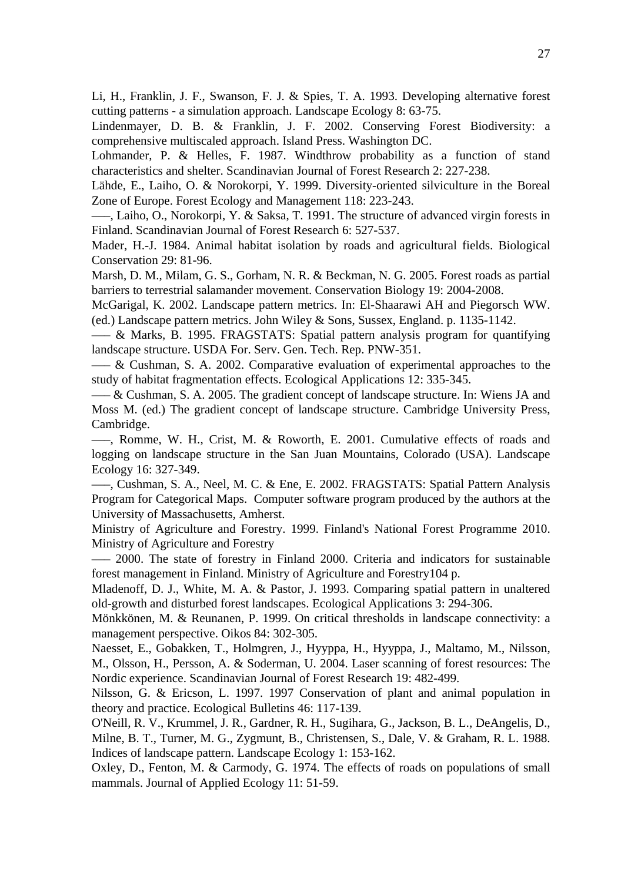Li, H., Franklin, J. F., Swanson, F. J. & Spies, T. A. 1993. Developing alternative forest cutting patterns - a simulation approach. Landscape Ecology 8: 63-75.

Lindenmayer, D. B. & Franklin, J. F. 2002. Conserving Forest Biodiversity: a comprehensive multiscaled approach. Island Press. Washington DC.

Lohmander, P. & Helles, F. 1987. Windthrow probability as a function of stand characteristics and shelter. Scandinavian Journal of Forest Research 2: 227-238.

Lähde, E., Laiho, O. & Norokorpi, Y. 1999. Diversity-oriented silviculture in the Boreal Zone of Europe. Forest Ecology and Management 118: 223-243.

–––, Laiho, O., Norokorpi, Y. & Saksa, T. 1991. The structure of advanced virgin forests in Finland. Scandinavian Journal of Forest Research 6: 527-537.

Mader, H.-J. 1984. Animal habitat isolation by roads and agricultural fields. Biological Conservation 29: 81-96.

Marsh, D. M., Milam, G. S., Gorham, N. R. & Beckman, N. G. 2005. Forest roads as partial barriers to terrestrial salamander movement. Conservation Biology 19: 2004-2008.

McGarigal, K. 2002. Landscape pattern metrics. In: El-Shaarawi AH and Piegorsch WW. (ed.) Landscape pattern metrics. John Wiley & Sons, Sussex, England. p. 1135-1142.

––– & Marks, B. 1995. FRAGSTATS: Spatial pattern analysis program for quantifying landscape structure. USDA For. Serv. Gen. Tech. Rep. PNW-351.

––– & Cushman, S. A. 2002. Comparative evaluation of experimental approaches to the study of habitat fragmentation effects. Ecological Applications 12: 335-345.

––– & Cushman, S. A. 2005. The gradient concept of landscape structure. In: Wiens JA and Moss M. (ed.) The gradient concept of landscape structure. Cambridge University Press, Cambridge.

–––, Romme, W. H., Crist, M. & Roworth, E. 2001. Cumulative effects of roads and logging on landscape structure in the San Juan Mountains, Colorado (USA). Landscape Ecology 16: 327-349.

–––, Cushman, S. A., Neel, M. C. & Ene, E. 2002. FRAGSTATS: Spatial Pattern Analysis Program for Categorical Maps. Computer software program produced by the authors at the University of Massachusetts, Amherst.

Ministry of Agriculture and Forestry. 1999. Finland's National Forest Programme 2010. Ministry of Agriculture and Forestry

––– 2000. The state of forestry in Finland 2000. Criteria and indicators for sustainable forest management in Finland. Ministry of Agriculture and Forestry104 p.

Mladenoff, D. J., White, M. A. & Pastor, J. 1993. Comparing spatial pattern in unaltered old-growth and disturbed forest landscapes. Ecological Applications 3: 294-306.

Mönkkönen, M. & Reunanen, P. 1999. On critical thresholds in landscape connectivity: a management perspective. Oikos 84: 302-305.

Naesset, E., Gobakken, T., Holmgren, J., Hyyppa, H., Hyyppa, J., Maltamo, M., Nilsson, M., Olsson, H., Persson, A. & Soderman, U. 2004. Laser scanning of forest resources: The Nordic experience. Scandinavian Journal of Forest Research 19: 482-499.

Nilsson, G. & Ericson, L. 1997. 1997 Conservation of plant and animal population in theory and practice. Ecological Bulletins 46: 117-139.

O'Neill, R. V., Krummel, J. R., Gardner, R. H., Sugihara, G., Jackson, B. L., DeAngelis, D., Milne, B. T., Turner, M. G., Zygmunt, B., Christensen, S., Dale, V. & Graham, R. L. 1988. Indices of landscape pattern. Landscape Ecology 1: 153-162.

Oxley, D., Fenton, M. & Carmody, G. 1974. The effects of roads on populations of small mammals. Journal of Applied Ecology 11: 51-59.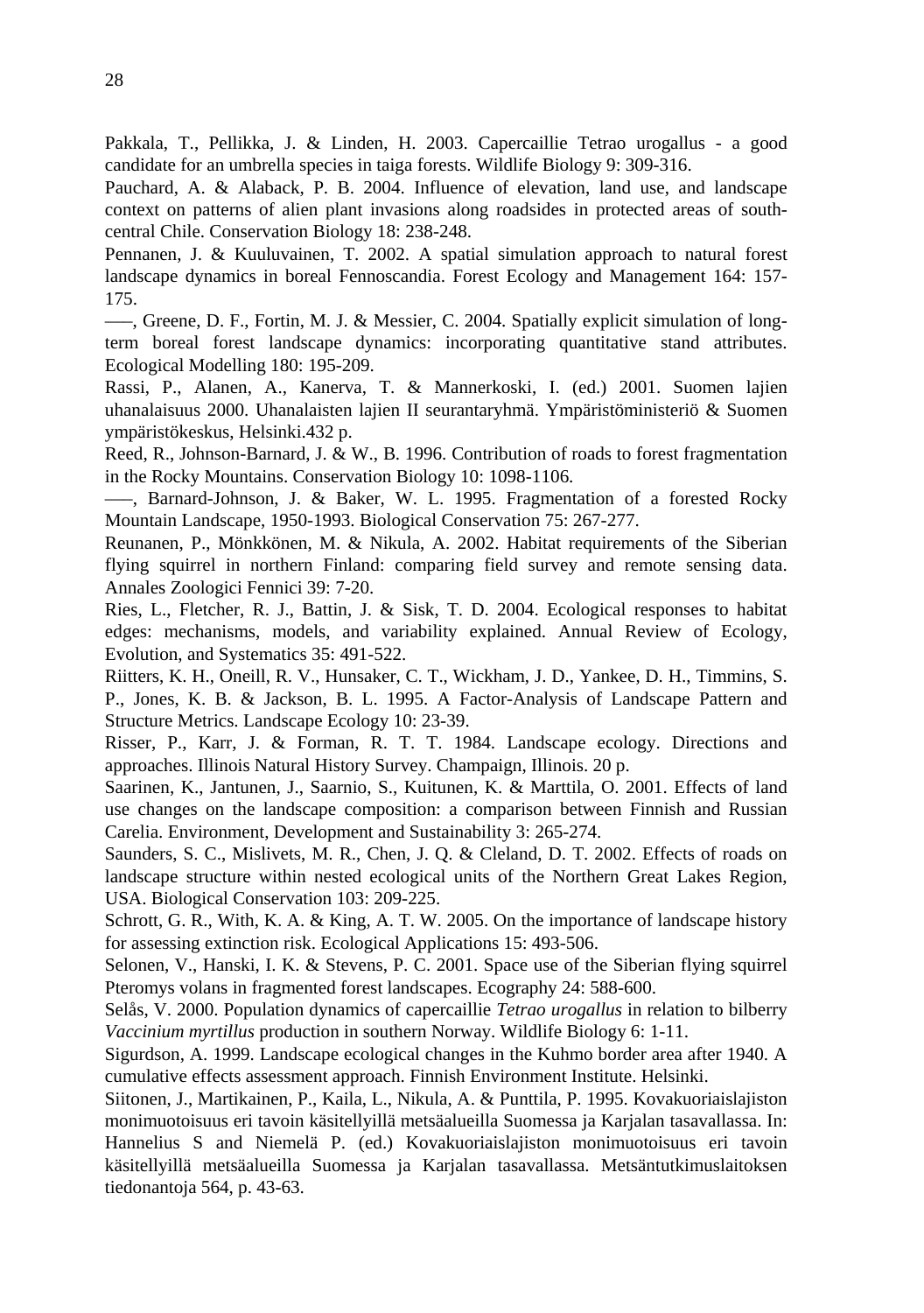Pakkala, T., Pellikka, J. & Linden, H. 2003. Capercaillie Tetrao urogallus - a good candidate for an umbrella species in taiga forests. Wildlife Biology 9: 309-316.

Pauchard, A. & Alaback, P. B. 2004. Influence of elevation, land use, and landscape context on patterns of alien plant invasions along roadsides in protected areas of south-central Chile. Conservation Biology 18: 238-248.

Pennanen, J. & Kuuluvainen, T. 2002. A spatial simulation approach to natural forest landscape dynamics in boreal Fennoscandia. Forest Ecology and Management 164: 157-175.

—–, Greene, D. F., Fortin, M. J. & Messier, C. 2004. Spatially explicit simulation of long-term boreal forest landscape dynamics: incorporating quantitative stand attributes. Ecological Modelling 180: 195-209.

Rassi, P., Alanen, A., Kanerva, T. & Mannerkoski, I. (ed.) 2001. Suomen lajien uhanalaisuus 2000. Uhanalaisten lajien II seurantaryhmä. Ympäristöministeriö & Suomen ympäristökeskus, Helsinki.432 p.

Reed, R., Johnson-Barnard, J. & W., B. 1996. Contribution of roads to forest fragmentation in the Rocky Mountains. Conservation Biology 10: 1098-1106.

—–, Barnard-Johnson, J. & Baker, W. L. 1995. Fragmentation of a forested Rocky Mountain Landscape, 1950-1993. Biological Conservation 75: 267-277.

Reunanen, P., Mönkkönen, M. & Nikula, A. 2002. Habitat requirements of the Siberian flying squirrel in northern Finland: comparing field survey and remote sensing data. Annales Zoologici Fennici 39: 7-20.

Ries, L., Fletcher, R. J., Battin, J. & Sisk, T. D. 2004. Ecological responses to habitat edges: mechanisms, models, and variability explained. Annual Review of Ecology, Evolution, and Systematics 35: 491-522.

Riitters, K. H., Oneill, R. V., Hunsaker, C. T., Wickham, J. D., Yankee, D. H., Timmins, S. P., Jones, K. B. & Jackson, B. L. 1995. A Factor-Analysis of Landscape Pattern and Structure Metrics. Landscape Ecology 10: 23-39.

Risser, P., Karr, J. & Forman, R. T. T. 1984. Landscape ecology. Directions and approaches. Illinois Natural History Survey. Champaign, Illinois. 20 p.

Saarinen, K., Jantunen, J., Saarnio, S., Kuitunen, K. & Marttila, O. 2001. Effects of land use changes on the landscape composition: a comparison between Finnish and Russian Carelia. Environment, Development and Sustainability 3: 265-274.

Saunders, S. C., Mislivets, M. R., Chen, J. Q. & Cleland, D. T. 2002. Effects of roads on landscape structure within nested ecological units of the Northern Great Lakes Region, USA. Biological Conservation 103: 209-225.

Schrott, G. R., With, K. A. & King, A. T. W. 2005. On the importance of landscape history for assessing extinction risk. Ecological Applications 15: 493-506.

Selonen, V., Hanski, I. K. & Stevens, P. C. 2001. Space use of the Siberian flying squirrel Pteromys volans in fragmented forest landscapes. Ecography 24: 588-600.

Selås, V. 2000. Population dynamics of capercaillie *Tetrao urogallus* in relation to bilberry *Vaccinium myrtillus* production in southern Norway. Wildlife Biology 6: 1-11.

Sigurdson, A. 1999. Landscape ecological changes in the Kuhmo border area after 1940. A cumulative effects assessment approach. Finnish Environment Institute. Helsinki.

Siitonen, J., Martikainen, P., Kaila, L., Nikula, A. & Punttila, P. 1995. Kovakuoriaislajiston monimuotoisuus eri tavoin käsitellyillä metsäalueilla Suomessa ja Karjalan tasavallassa. In: Hannelius S and Niemelä P. (ed.) Kovakuoriaislajiston monimuotoisuus eri tavoin käsitellyillä metsäalueilla Suomessa ja Karjalan tasavallassa. Metsäntutkimuslaitoksen tiedonantoja 564, p. 43-63.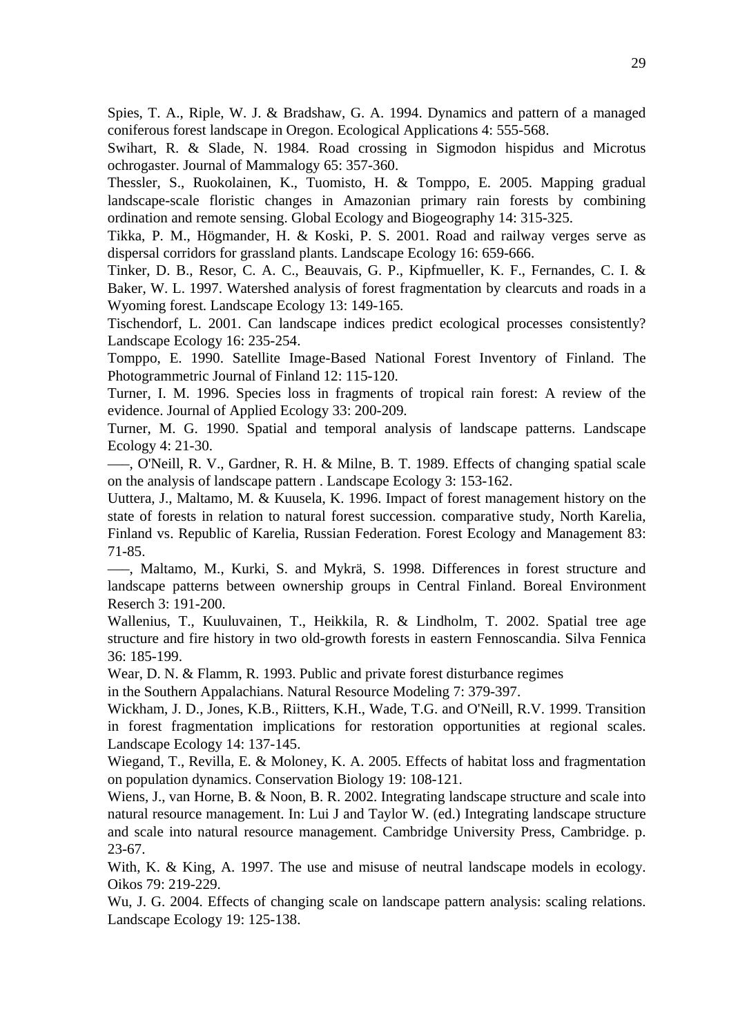Spies, T. A., Riple, W. J. & Bradshaw, G. A. 1994. Dynamics and pattern of a managed coniferous forest landscape in Oregon. Ecological Applications 4: 555-568.

Swihart, R. & Slade, N. 1984. Road crossing in Sigmodon hispidus and Microtus ochrogaster. Journal of Mammalogy 65: 357-360.

Thessler, S., Ruokolainen, K., Tuomisto, H. & Tomppo, E. 2005. Mapping gradual landscape-scale floristic changes in Amazonian primary rain forests by combining ordination and remote sensing. Global Ecology and Biogeography 14: 315-325.

Tikka, P. M., Högmander, H. & Koski, P. S. 2001. Road and railway verges serve as dispersal corridors for grassland plants. Landscape Ecology 16: 659-666.

Tinker, D. B., Resor, C. A. C., Beauvais, G. P., Kipfmueller, K. F., Fernandes, C. I. & Baker, W. L. 1997. Watershed analysis of forest fragmentation by clearcuts and roads in a Wyoming forest. Landscape Ecology 13: 149-165.

Tischendorf, L. 2001. Can landscape indices predict ecological processes consistently? Landscape Ecology 16: 235-254.

Tomppo, E. 1990. Satellite Image-Based National Forest Inventory of Finland. The Photogrammetric Journal of Finland 12: 115-120.

Turner, I. M. 1996. Species loss in fragments of tropical rain forest: A review of the evidence. Journal of Applied Ecology 33: 200-209.

Turner, M. G. 1990. Spatial and temporal analysis of landscape patterns. Landscape Ecology 4: 21-30.

–––, O'Neill, R. V., Gardner, R. H. & Milne, B. T. 1989. Effects of changing spatial scale on the analysis of landscape pattern . Landscape Ecology 3: 153-162.

Uuttera, J., Maltamo, M. & Kuusela, K. 1996. Impact of forest management history on the state of forests in relation to natural forest succession. comparative study, North Karelia, Finland vs. Republic of Karelia, Russian Federation. Forest Ecology and Management 83: 71-85.

–––, Maltamo, M., Kurki, S. and Mykrä, S. 1998. Differences in forest structure and landscape patterns between ownership groups in Central Finland. Boreal Environment Reserch 3: 191-200.

Wallenius, T., Kuuluvainen, T., Heikkila, R. & Lindholm, T. 2002. Spatial tree age structure and fire history in two old-growth forests in eastern Fennoscandia. Silva Fennica 36: 185-199.

Wear, D. N. & Flamm, R. 1993. Public and private forest disturbance regimes in the Southern Appalachians. Natural Resource Modeling 7: 379-397.

Wickham, J. D., Jones, K.B., Riitters, K.H., Wade, T.G. and O'Neill, R.V. 1999. Transition in forest fragmentation implications for restoration opportunities at regional scales. Landscape Ecology 14: 137-145.

Wiegand, T., Revilla, E. & Moloney, K. A. 2005. Effects of habitat loss and fragmentation on population dynamics. Conservation Biology 19: 108-121.

Wiens, J., van Horne, B. & Noon, B. R. 2002. Integrating landscape structure and scale into natural resource management. In: Lui J and Taylor W. (ed.) Integrating landscape structure and scale into natural resource management. Cambridge University Press, Cambridge. p. 23-67.

With, K. & King, A. 1997. The use and misuse of neutral landscape models in ecology. Oikos 79: 219-229.

Wu, J. G. 2004. Effects of changing scale on landscape pattern analysis: scaling relations. Landscape Ecology 19: 125-138.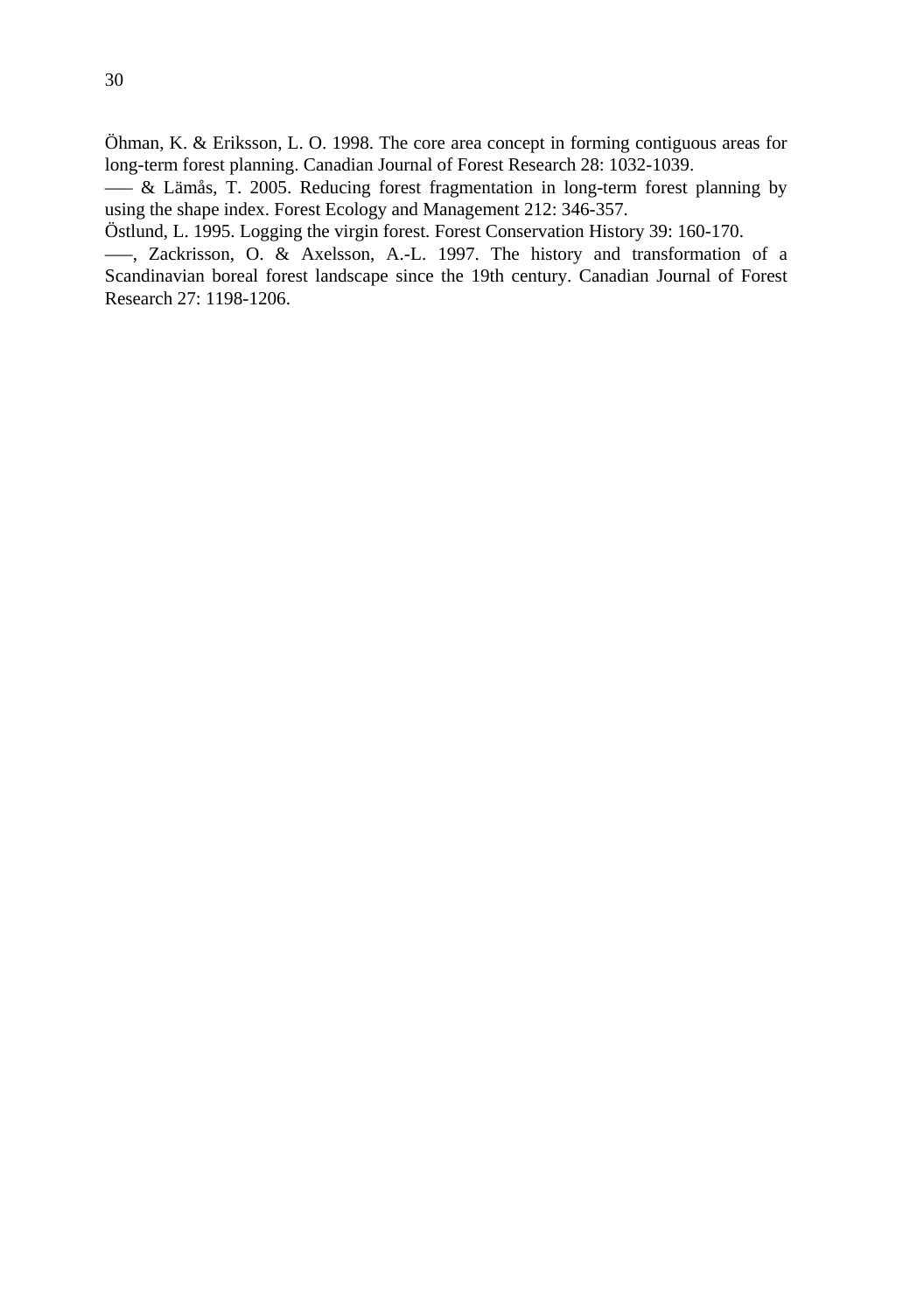Öhman, K. & Eriksson, L. O. 1998. The core area concept in forming contiguous areas for long-term forest planning. Canadian Journal of Forest Research 28: 1032-1039.

––– & Lämås, T. 2005. Reducing forest fragmentation in long-term forest planning by using the shape index. Forest Ecology and Management 212: 346-357.

Östlund, L. 1995. Logging the virgin forest. Forest Conservation History 39: 160-170.

–––, Zackrisson, O. & Axelsson, A.-L. 1997. The history and transformation of a Scandinavian boreal forest landscape since the 19th century. Canadian Journal of Forest Research 27: 1198-1206.